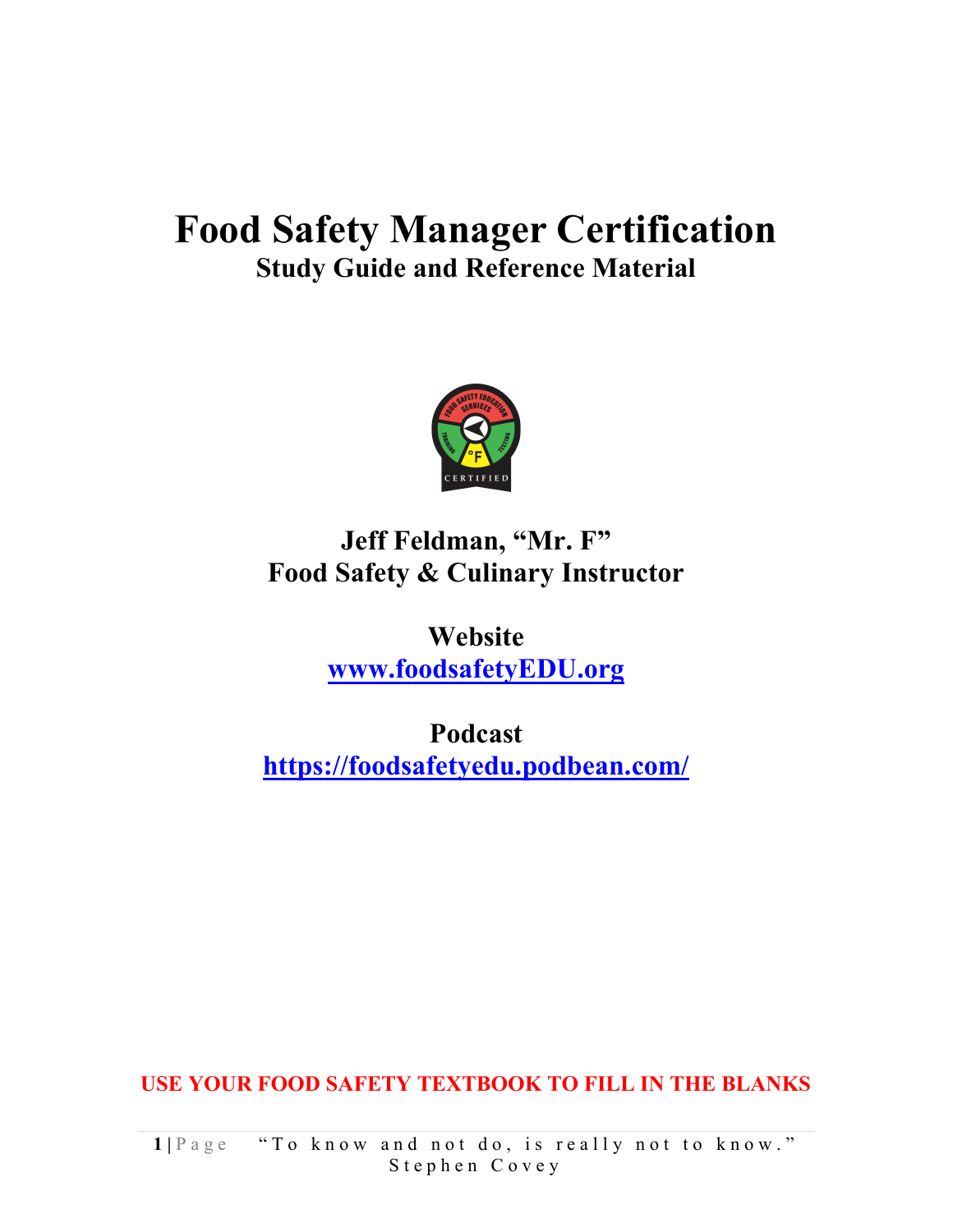# Food Safety Manager Certification

## Study Guide and Reference Material

**Jeff Feldman, "Mr. F"**
**Food Safety & Culinary Instructor**

**Website**
**[www.foodsafetyEDU.org](http://www.foodsafetyEDU.org)**

**Podcast**
**[https://foodsafetyedu.podbean.com/](https://foodsafetyedu.podbean.com/)**

**USE YOUR FOOD SAFETY TEXTBOOK TO FILL IN THE BLANKS**

"To know and not do, is really not to know." Stephen Covey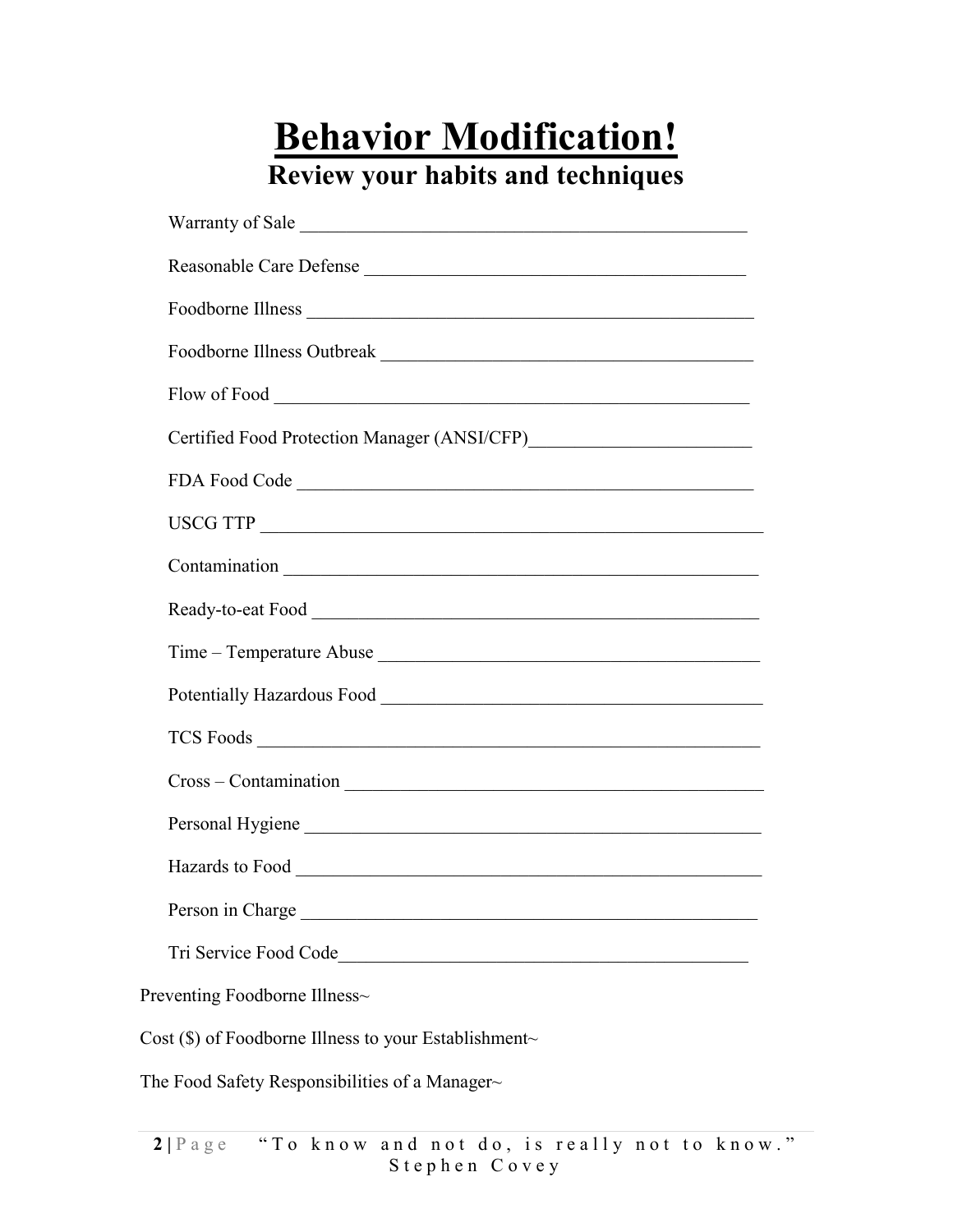# Behavior Modification!

## Review your habits and techniques

Warranty of Sale ________________________________________________

Reasonable Care Defense _________________________________________

Foodborne Illness _______________________________________________

Foodborne Illness Outbreak _______________________________________

Flow of Food ___________________________________________________

Certified Food Protection Manager (ANSI/CFP)_______________________

FDA Food Code _________________________________________________

USCG TTP _____________________________________________________

Contamination __________________________________________________

Ready-to-eat Food _______________________________________________

Time – Temperature Abuse ________________________________________

Potentially Hazardous Food _______________________________________

TCS Foods _____________________________________________________

Cross – Contamination ___________________________________________

Personal Hygiene ________________________________________________

Hazards to Food _________________________________________________

Person in Charge ________________________________________________

Tri Service Food Code____________________________________________

Preventing Foodborne Illness~

Cost ($) of Foodborne Illness to your Establishment~

The Food Safety Responsibilities of a Manager~

"To know and not do, is really not to know." Stephen Covey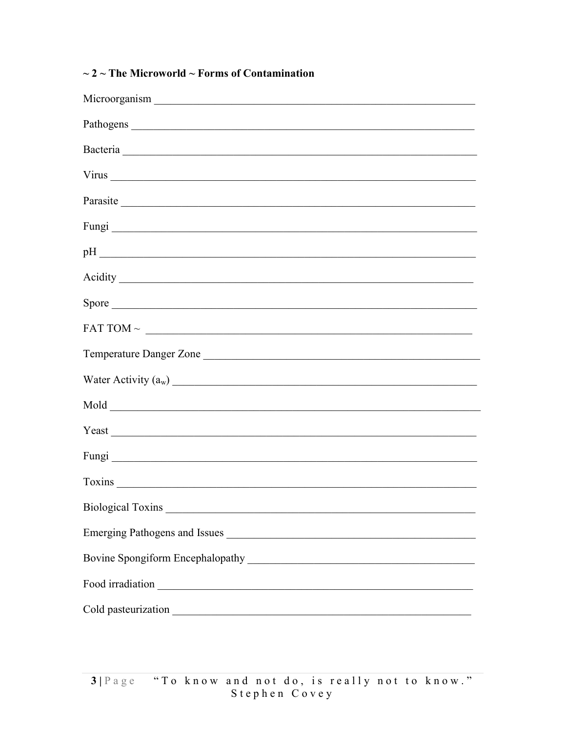**~ 2 ~ The Microworld ~ Forms of Contamination**

Microorganism ____________________________________________________________

Pathogens ______________________________________________________________

Bacteria ________________________________________________________________

Virus __________________________________________________________________

Parasite ________________________________________________________________

Fungi __________________________________________________________________

pH ____________________________________________________________________

Acidity _________________________________________________________________

Spore __________________________________________________________________

FAT TOM ~ _____________________________________________________________

Temperature Danger Zone __________________________________________________

Water Activity ($a_w$) _______________________________________________________

Mold __________________________________________________________________

Yeast __________________________________________________________________

Fungi __________________________________________________________________

Toxins _________________________________________________________________

Biological Toxins _________________________________________________________

Emerging Pathogens and Issues _____________________________________________

Bovine Spongiform Encephalopathy __________________________________________

Food irradiation __________________________________________________________

Cold pasteurization _______________________________________________________

"To know and not do, is really not to know." Stephen Covey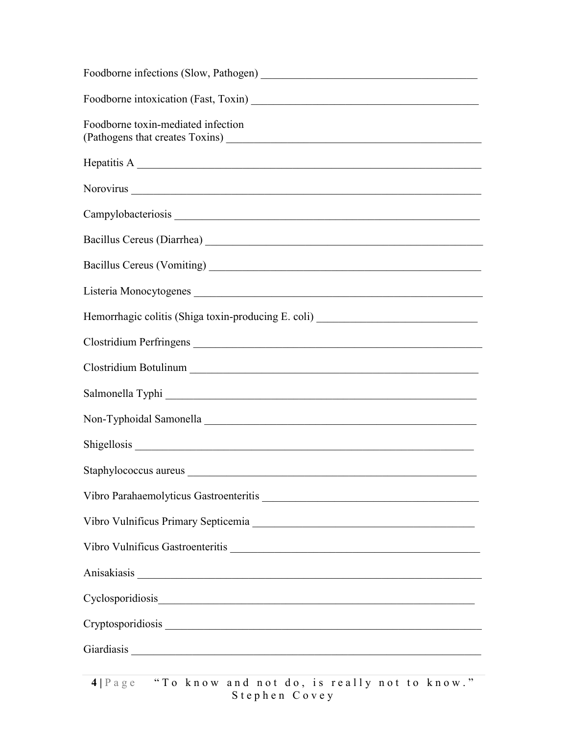Foodborne infections (Slow, Pathogen) _______________________________________

Foodborne intoxication (Fast, Toxin) _________________________________________

Foodborne toxin-mediated infection
(Pathogens that creates Toxins) _______________________________________________

Hepatitis A ____________________________________________________________

Norovirus ______________________________________________________________

Campylobacteriosis ______________________________________________________

Bacillus Cereus (Diarrhea) _________________________________________________

Bacillus Cereus (Vomiting) _________________________________________________

Listeria Monocytogenes ___________________________________________________

Hemorrhagic colitis (Shiga toxin-producing E. coli) ____________________________

Clostridium Perfringens ___________________________________________________

Clostridium Botulinum ____________________________________________________

Salmonella Typhi ________________________________________________________

Non-Typhoidal Samonella _________________________________________________

Shigellosis _____________________________________________________________

Staphylococcus aureus ____________________________________________________

Vibro Parahaemolyticus Gastroenteritis _______________________________________

Vibro Vulnificus Primary Septicemia _________________________________________

Vibro Vulnificus Gastroenteritis _____________________________________________

Anisakiasis ______________________________________________________________

Cyclosporidiosis__________________________________________________________

Cryptosporidiosis _________________________________________________________

Giardiasis _______________________________________________________________

"To know and not do, is really not to know." Stephen Covey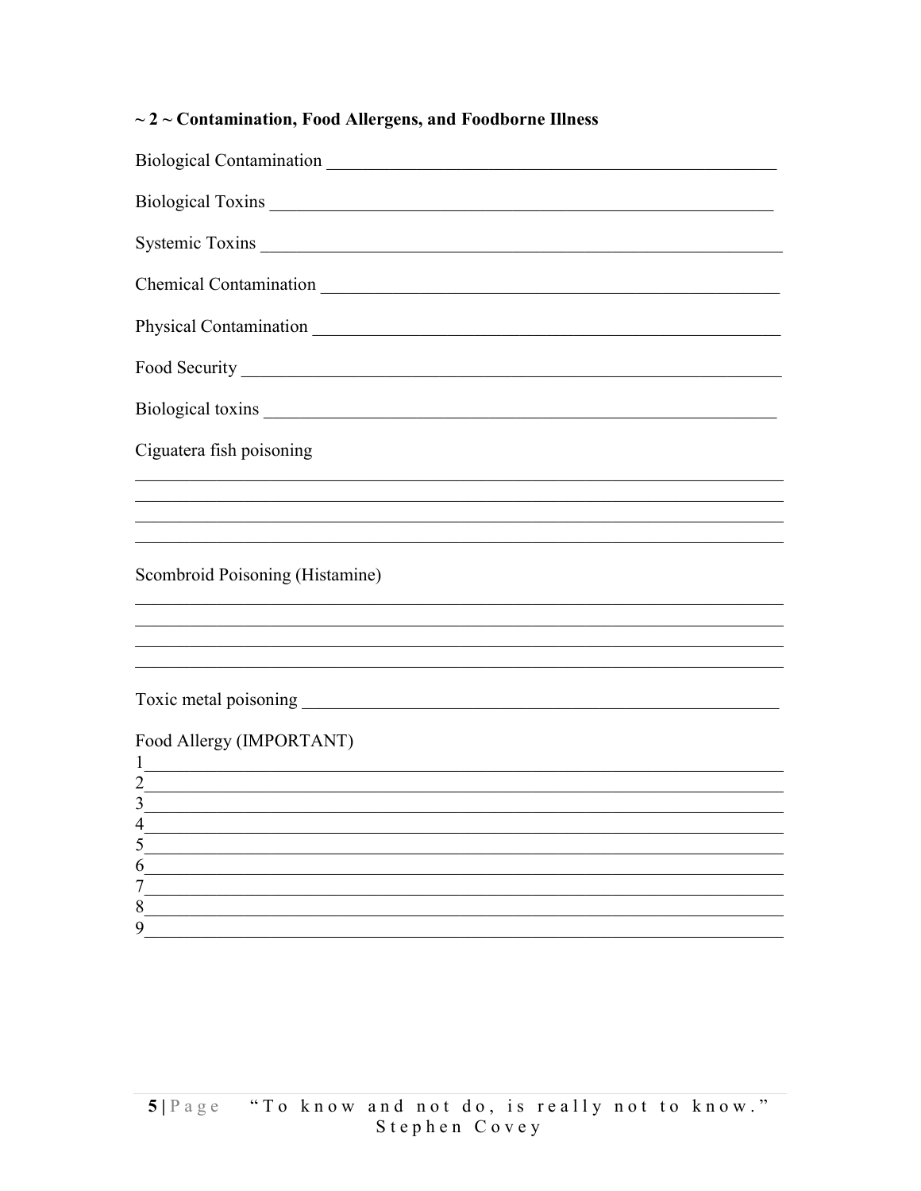## ~ 2 ~ Contamination, Food Allergens, and Foodborne Illness

Biological Contamination ____________________________________________________

Biological Toxins ________________________________________________________

Systemic Toxins _________________________________________________________

Chemical Contamination __________________________________________________

Physical Contamination ___________________________________________________

Food Security __________________________________________________________

Biological toxins ________________________________________________________

Ciguatera fish poisoning

______________________________________________________________________
______________________________________________________________________
______________________________________________________________________
______________________________________________________________________

Scombroid Poisoning (Histamine)

______________________________________________________________________
______________________________________________________________________
______________________________________________________________________
______________________________________________________________________

Toxic metal poisoning ____________________________________________________

Food Allergy (IMPORTANT)

1______________________________________________________________________
2______________________________________________________________________
3______________________________________________________________________
4______________________________________________________________________
5______________________________________________________________________
6______________________________________________________________________
7______________________________________________________________________
8______________________________________________________________________
9______________________________________________________________________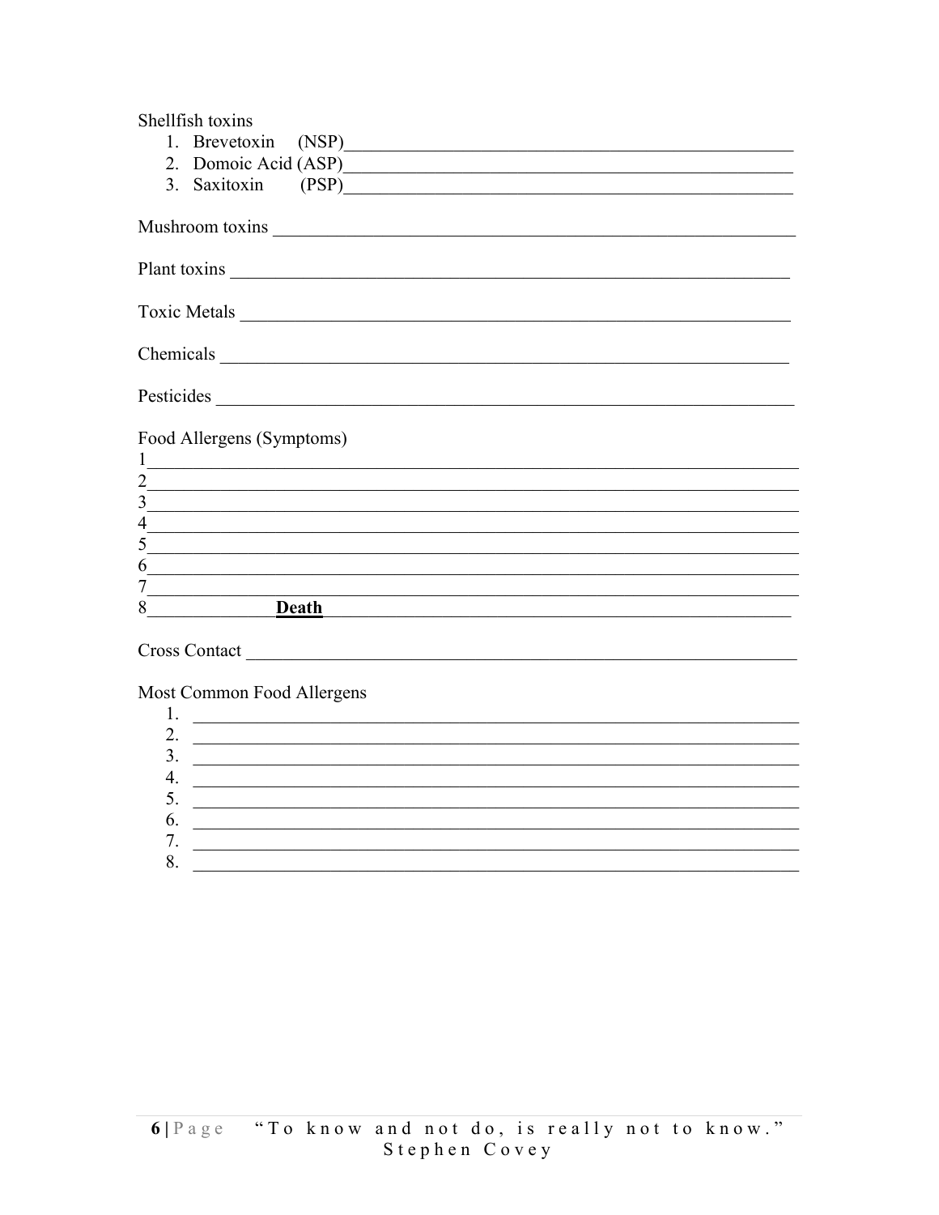Shellfish toxins

1. Brevetoxin (NSP)\_\_\_\_\_\_\_\_\_\_\_\_\_\_\_\_\_\_\_\_\_\_\_\_\_\_\_\_\_\_\_\_\_\_\_\_\_\_\_\_\_\_\_\_\_\_\_\_
2. Domoic Acid (ASP)\_\_\_\_\_\_\_\_\_\_\_\_\_\_\_\_\_\_\_\_\_\_\_\_\_\_\_\_\_\_\_\_\_\_\_\_\_\_\_\_\_\_\_\_\_\_\_\_
3. Saxitoxin (PSP)\_\_\_\_\_\_\_\_\_\_\_\_\_\_\_\_\_\_\_\_\_\_\_\_\_\_\_\_\_\_\_\_\_\_\_\_\_\_\_\_\_\_\_\_\_\_\_\_

Mushroom toxins \_\_\_\_\_\_\_\_\_\_\_\_\_\_\_\_\_\_\_\_\_\_\_\_\_\_\_\_\_\_\_\_\_\_\_\_\_\_\_\_\_\_\_\_\_\_\_\_\_\_\_\_\_\_\_

Plant toxins \_\_\_\_\_\_\_\_\_\_\_\_\_\_\_\_\_\_\_\_\_\_\_\_\_\_\_\_\_\_\_\_\_\_\_\_\_\_\_\_\_\_\_\_\_\_\_\_\_\_\_\_\_\_\_\_\_\_\_

Toxic Metals \_\_\_\_\_\_\_\_\_\_\_\_\_\_\_\_\_\_\_\_\_\_\_\_\_\_\_\_\_\_\_\_\_\_\_\_\_\_\_\_\_\_\_\_\_\_\_\_\_\_\_\_\_\_\_\_\_\_

Chemicals \_\_\_\_\_\_\_\_\_\_\_\_\_\_\_\_\_\_\_\_\_\_\_\_\_\_\_\_\_\_\_\_\_\_\_\_\_\_\_\_\_\_\_\_\_\_\_\_\_\_\_\_\_\_\_\_\_\_\_\_

Pesticides \_\_\_\_\_\_\_\_\_\_\_\_\_\_\_\_\_\_\_\_\_\_\_\_\_\_\_\_\_\_\_\_\_\_\_\_\_\_\_\_\_\_\_\_\_\_\_\_\_\_\_\_\_\_\_\_\_\_\_\_

Food Allergens (Symptoms)

1\_\_\_\_\_\_\_\_\_\_\_\_\_\_\_\_\_\_\_\_\_\_\_\_\_\_\_\_\_\_\_\_\_\_\_\_\_\_\_\_\_\_\_\_\_\_\_\_\_\_\_\_\_\_\_\_\_\_\_\_\_\_\_\_\_\_\_

2\_\_\_\_\_\_\_\_\_\_\_\_\_\_\_\_\_\_\_\_\_\_\_\_\_\_\_\_\_\_\_\_\_\_\_\_\_\_\_\_\_\_\_\_\_\_\_\_\_\_\_\_\_\_\_\_\_\_\_\_\_\_\_\_\_\_\_

3\_\_\_\_\_\_\_\_\_\_\_\_\_\_\_\_\_\_\_\_\_\_\_\_\_\_\_\_\_\_\_\_\_\_\_\_\_\_\_\_\_\_\_\_\_\_\_\_\_\_\_\_\_\_\_\_\_\_\_\_\_\_\_\_\_\_\_

4\_\_\_\_\_\_\_\_\_\_\_\_\_\_\_\_\_\_\_\_\_\_\_\_\_\_\_\_\_\_\_\_\_\_\_\_\_\_\_\_\_\_\_\_\_\_\_\_\_\_\_\_\_\_\_\_\_\_\_\_\_\_\_\_\_\_\_

5\_\_\_\_\_\_\_\_\_\_\_\_\_\_\_\_\_\_\_\_\_\_\_\_\_\_\_\_\_\_\_\_\_\_\_\_\_\_\_\_\_\_\_\_\_\_\_\_\_\_\_\_\_\_\_\_\_\_\_\_\_\_\_\_\_\_\_

6\_\_\_\_\_\_\_\_\_\_\_\_\_\_\_\_\_\_\_\_\_\_\_\_\_\_\_\_\_\_\_\_\_\_\_\_\_\_\_\_\_\_\_\_\_\_\_\_\_\_\_\_\_\_\_\_\_\_\_\_\_\_\_\_\_\_\_

7\_\_\_\_\_\_\_\_\_\_\_\_\_\_\_\_\_\_\_\_\_\_\_\_\_\_\_\_\_\_\_\_\_\_\_\_\_\_\_\_\_\_\_\_\_\_\_\_\_\_\_\_\_\_\_\_\_\_\_\_\_\_\_\_\_\_\_

8\_\_\_\_\_\_\_\_\_\_\_\_\_\_ **Death** \_\_\_\_\_\_\_\_\_\_\_\_\_\_\_\_\_\_\_\_\_\_\_\_\_\_\_\_\_\_\_\_\_\_\_\_\_\_\_\_\_\_\_\_\_\_\_\_\_

Cross Contact \_\_\_\_\_\_\_\_\_\_\_\_\_\_\_\_\_\_\_\_\_\_\_\_\_\_\_\_\_\_\_\_\_\_\_\_\_\_\_\_\_\_\_\_\_\_\_\_\_\_\_\_\_\_\_\_\_\_

Most Common Food Allergens

1. \_\_\_\_\_\_\_\_\_\_\_\_\_\_\_\_\_\_\_\_\_\_\_\_\_\_\_\_\_\_\_\_\_\_\_\_\_\_\_\_\_\_\_\_\_\_\_\_\_\_\_\_\_\_\_\_\_\_\_\_\_\_\_
2. \_\_\_\_\_\_\_\_\_\_\_\_\_\_\_\_\_\_\_\_\_\_\_\_\_\_\_\_\_\_\_\_\_\_\_\_\_\_\_\_\_\_\_\_\_\_\_\_\_\_\_\_\_\_\_\_\_\_\_\_\_\_\_
3. \_\_\_\_\_\_\_\_\_\_\_\_\_\_\_\_\_\_\_\_\_\_\_\_\_\_\_\_\_\_\_\_\_\_\_\_\_\_\_\_\_\_\_\_\_\_\_\_\_\_\_\_\_\_\_\_\_\_\_\_\_\_\_
4. \_\_\_\_\_\_\_\_\_\_\_\_\_\_\_\_\_\_\_\_\_\_\_\_\_\_\_\_\_\_\_\_\_\_\_\_\_\_\_\_\_\_\_\_\_\_\_\_\_\_\_\_\_\_\_\_\_\_\_\_\_\_\_
5. \_\_\_\_\_\_\_\_\_\_\_\_\_\_\_\_\_\_\_\_\_\_\_\_\_\_\_\_\_\_\_\_\_\_\_\_\_\_\_\_\_\_\_\_\_\_\_\_\_\_\_\_\_\_\_\_\_\_\_\_\_\_\_
6. \_\_\_\_\_\_\_\_\_\_\_\_\_\_\_\_\_\_\_\_\_\_\_\_\_\_\_\_\_\_\_\_\_\_\_\_\_\_\_\_\_\_\_\_\_\_\_\_\_\_\_\_\_\_\_\_\_\_\_\_\_\_\_
7. \_\_\_\_\_\_\_\_\_\_\_\_\_\_\_\_\_\_\_\_\_\_\_\_\_\_\_\_\_\_\_\_\_\_\_\_\_\_\_\_\_\_\_\_\_\_\_\_\_\_\_\_\_\_\_\_\_\_\_\_\_\_\_
8. \_\_\_\_\_\_\_\_\_\_\_\_\_\_\_\_\_\_\_\_\_\_\_\_\_\_\_\_\_\_\_\_\_\_\_\_\_\_\_\_\_\_\_\_\_\_\_\_\_\_\_\_\_\_\_\_\_\_\_\_\_\_\_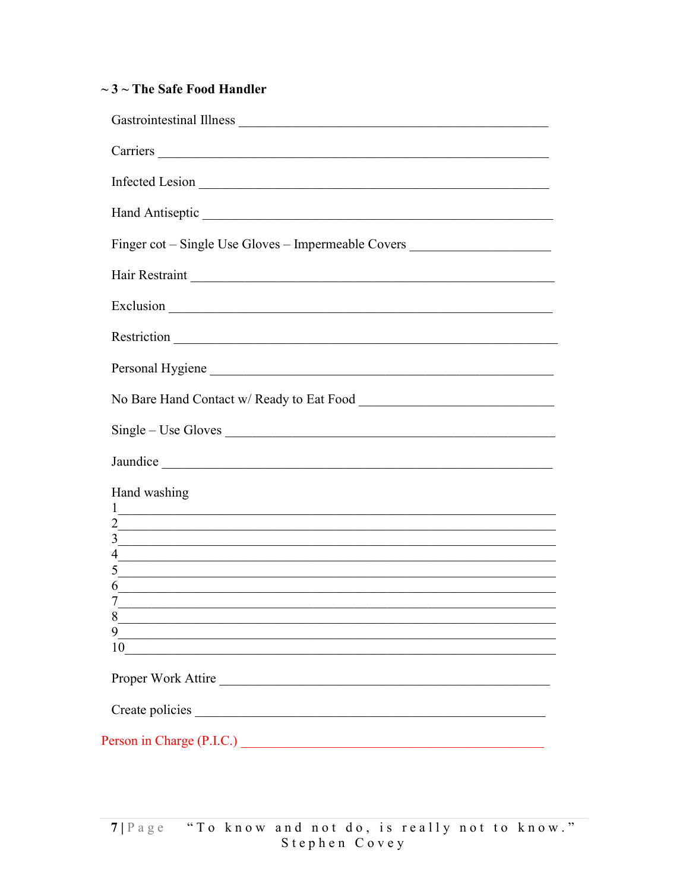### ~ 3 ~ The Safe Food Handler

Gastrointestinal Illness ________________________________________________

Carriers ________________________________________________________

Infected Lesion ___________________________________________________

Hand Antiseptic ___________________________________________________

Finger cot – Single Use Gloves – Impermeable Covers ______________________

Hair Restraint ____________________________________________________

Exclusion ________________________________________________________

Restriction ______________________________________________________

Personal Hygiene _________________________________________________

No Bare Hand Contact w/ Ready to Eat Food ___________________________

Single – Use Gloves ________________________________________________

Jaundice ________________________________________________________

Hand washing

1______________________________________________________________
2______________________________________________________________
3______________________________________________________________
4______________________________________________________________
5______________________________________________________________
6______________________________________________________________
7______________________________________________________________
8______________________________________________________________
9______________________________________________________________
10_____________________________________________________________

Proper Work Attire _________________________________________________

Create policies ____________________________________________________

Person in Charge (P.I.C.) ___________________________________________

"To know and not do, is really not to know." Stephen Covey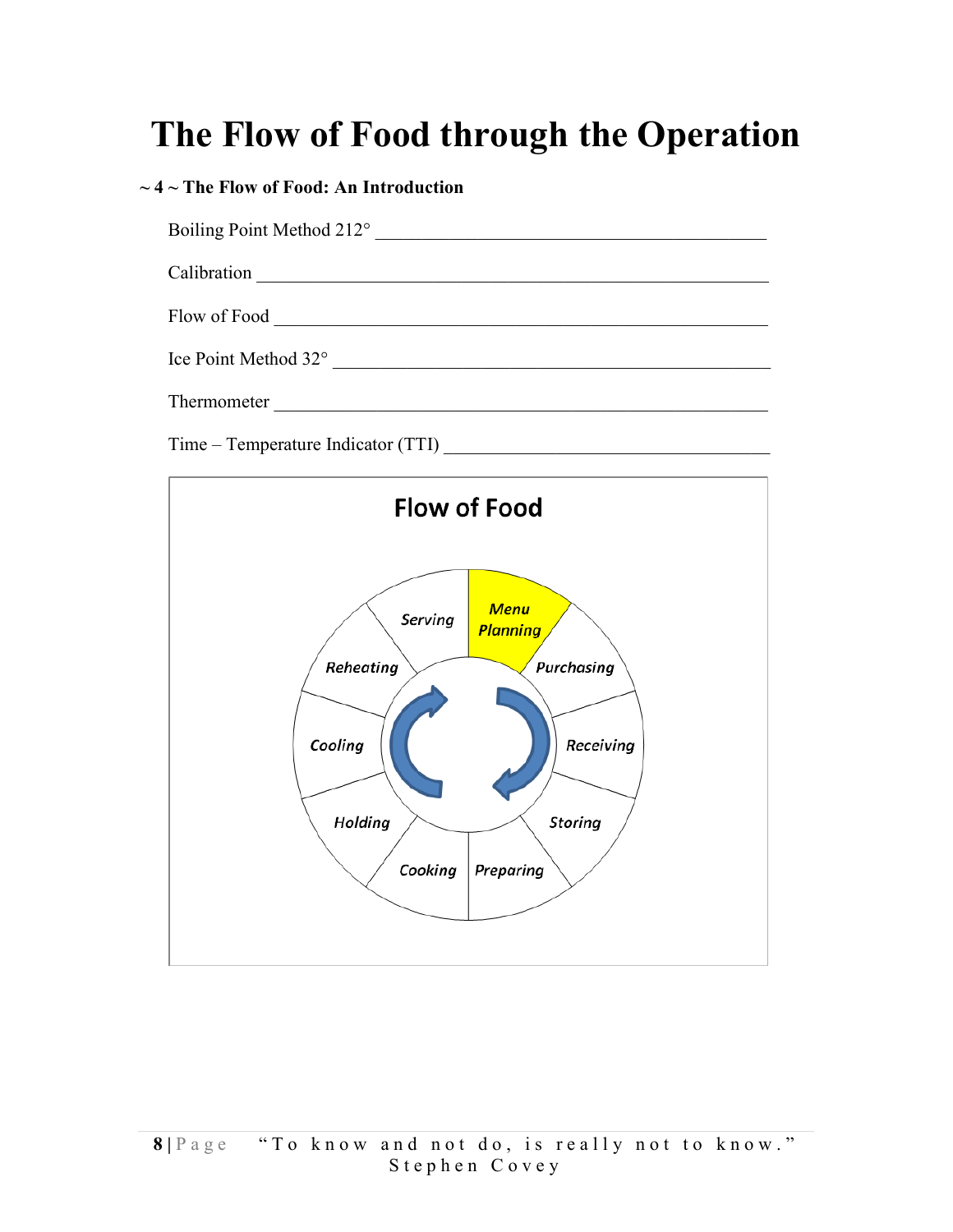# The Flow of Food through the Operation

**~ 4 ~ The Flow of Food: An Introduction**

Boiling Point Method 212° ____________________________________________

Calibration ________________________________________________________

Flow of Food _______________________________________________________

Ice Point Method 32° ________________________________________________

Thermometer _______________________________________________________

Time – Temperature Indicator (TTI) ____________________________________

**Flow of Food**

*Menu Planning* → *Purchasing* → *Receiving* → *Storing* → *Preparing* → *Cooking* → *Holding* → *Cooling* → *Reheating* → *Serving*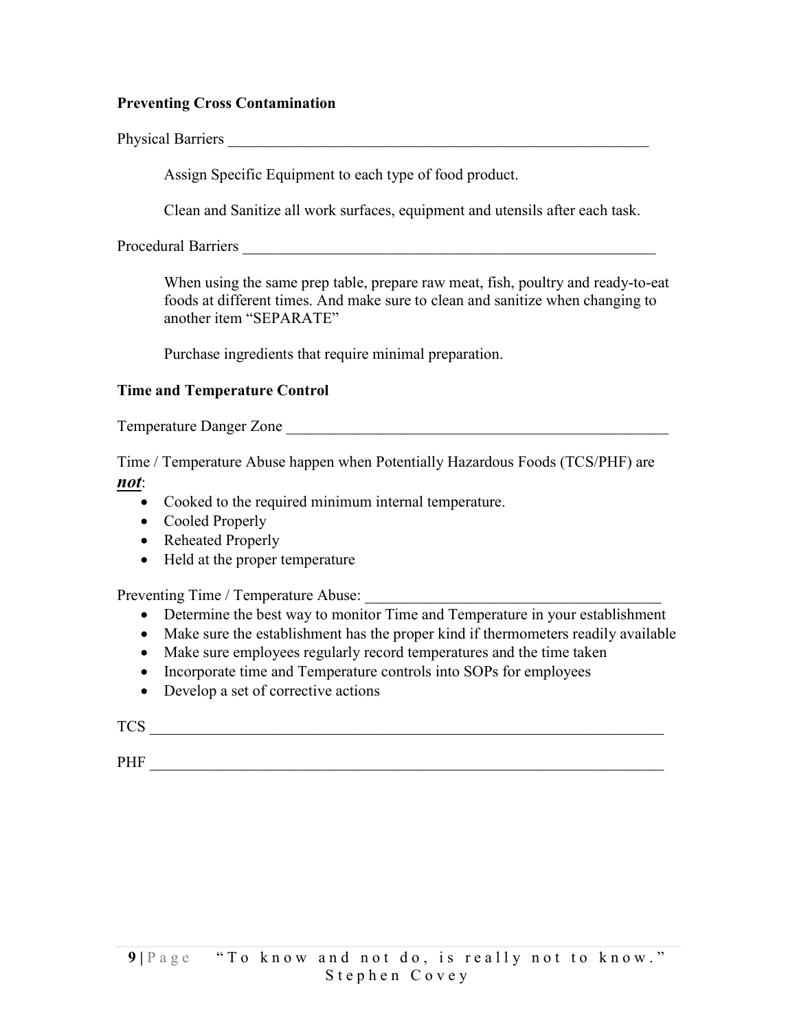**Preventing Cross Contamination**

Physical Barriers ___________________________________________________________

Assign Specific Equipment to each type of food product.

Clean and Sanitize all work surfaces, equipment and utensils after each task.

Procedural Barriers ___________________________________________________________

When using the same prep table, prepare raw meat, fish, poultry and ready-to-eat foods at different times. And make sure to clean and sanitize when changing to another item "SEPARATE"

Purchase ingredients that require minimal preparation.

**Time and Temperature Control**

Temperature Danger Zone _____________________________________________________

Time / Temperature Abuse happen when Potentially Hazardous Foods (TCS/PHF) are ***not***:

- Cooked to the required minimum internal temperature.
- Cooled Properly
- Reheated Properly
- Held at the proper temperature

Preventing Time / Temperature Abuse: ______________________________________

- Determine the best way to monitor Time and Temperature in your establishment
- Make sure the establishment has the proper kind if thermometers readily available
- Make sure employees regularly record temperatures and the time taken
- Incorporate time and Temperature controls into SOPs for employees
- Develop a set of corrective actions

TCS _______________________________________________________________________

PHF _______________________________________________________________________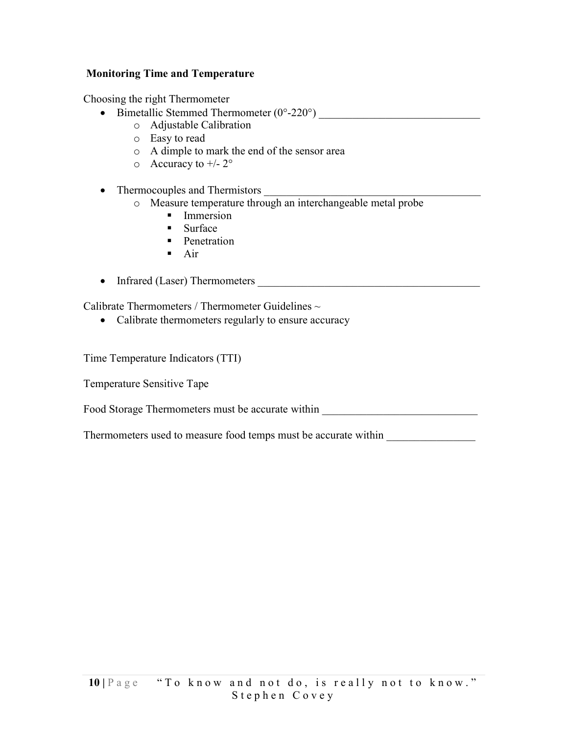**Monitoring Time and Temperature**

Choosing the right Thermometer

- Bimetallic Stemmed Thermometer (0°-220°) ______________________________
    - Adjustable Calibration
    - Easy to read
    - A dimple to mark the end of the sensor area
    - Accuracy to +/- 2°

- Thermocouples and Thermistors ________________________________________
    - Measure temperature through an interchangeable metal probe
        - Immersion
        - Surface
        - Penetration
        - Air

- Infrared (Laser) Thermometers __________________________________________

Calibrate Thermometers / Thermometer Guidelines ~

- Calibrate thermometers regularly to ensure accuracy

Time Temperature Indicators (TTI)

Temperature Sensitive Tape

Food Storage Thermometers must be accurate within ____________________________

Thermometers used to measure food temps must be accurate within ________________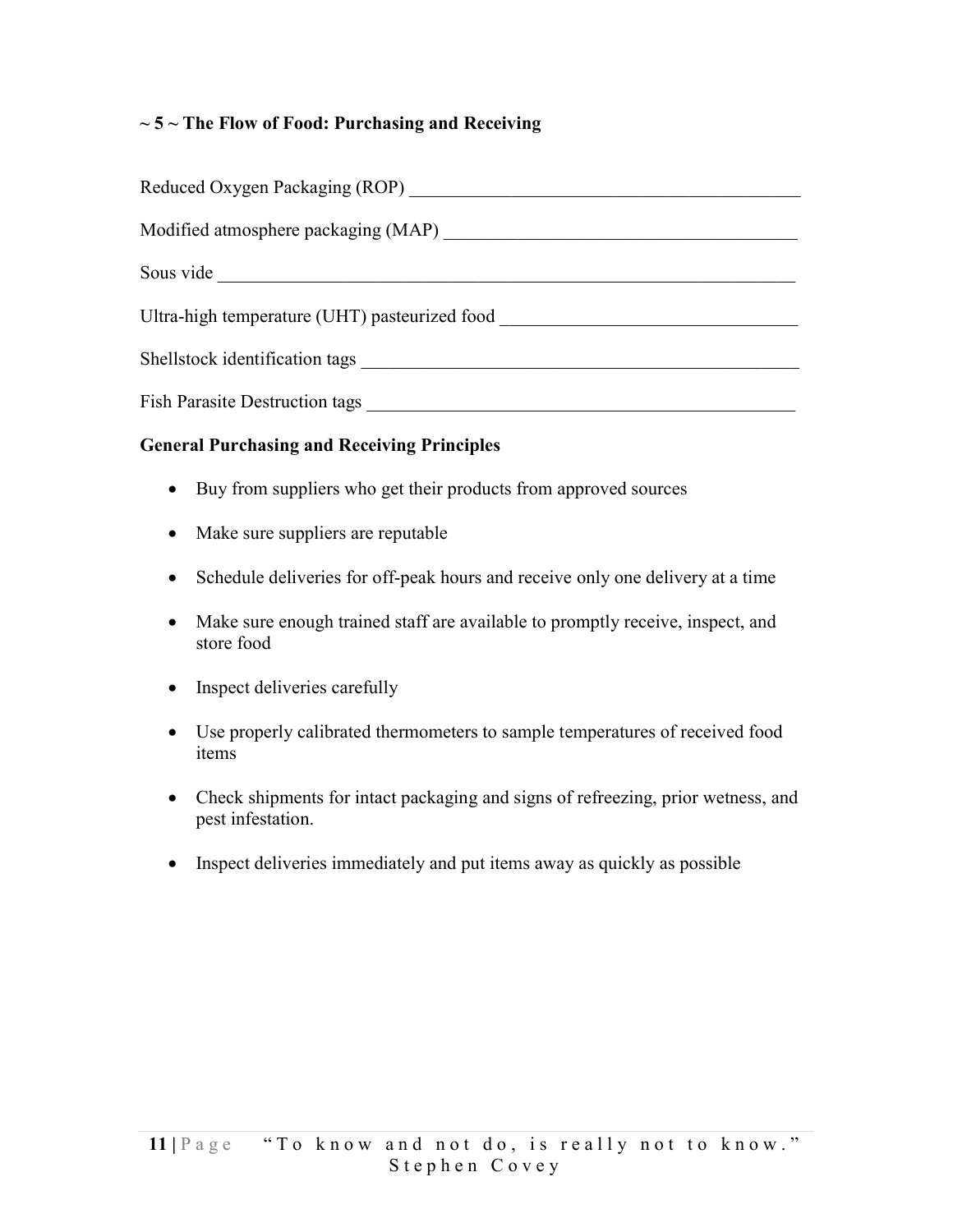## ~ 5 ~ The Flow of Food: Purchasing and Receiving

Reduced Oxygen Packaging (ROP) ___________________________________________

Modified atmosphere packaging (MAP) ______________________________________

Sous vide ________________________________________________________________

Ultra-high temperature (UHT) pasteurized food ________________________________

Shellstock identification tags ________________________________________________

Fish Parasite Destruction tags ________________________________________________

**General Purchasing and Receiving Principles**

- Buy from suppliers who get their products from approved sources
- Make sure suppliers are reputable
- Schedule deliveries for off-peak hours and receive only one delivery at a time
- Make sure enough trained staff are available to promptly receive, inspect, and store food
- Inspect deliveries carefully
- Use properly calibrated thermometers to sample temperatures of received food items
- Check shipments for intact packaging and signs of refreezing, prior wetness, and pest infestation.
- Inspect deliveries immediately and put items away as quickly as possible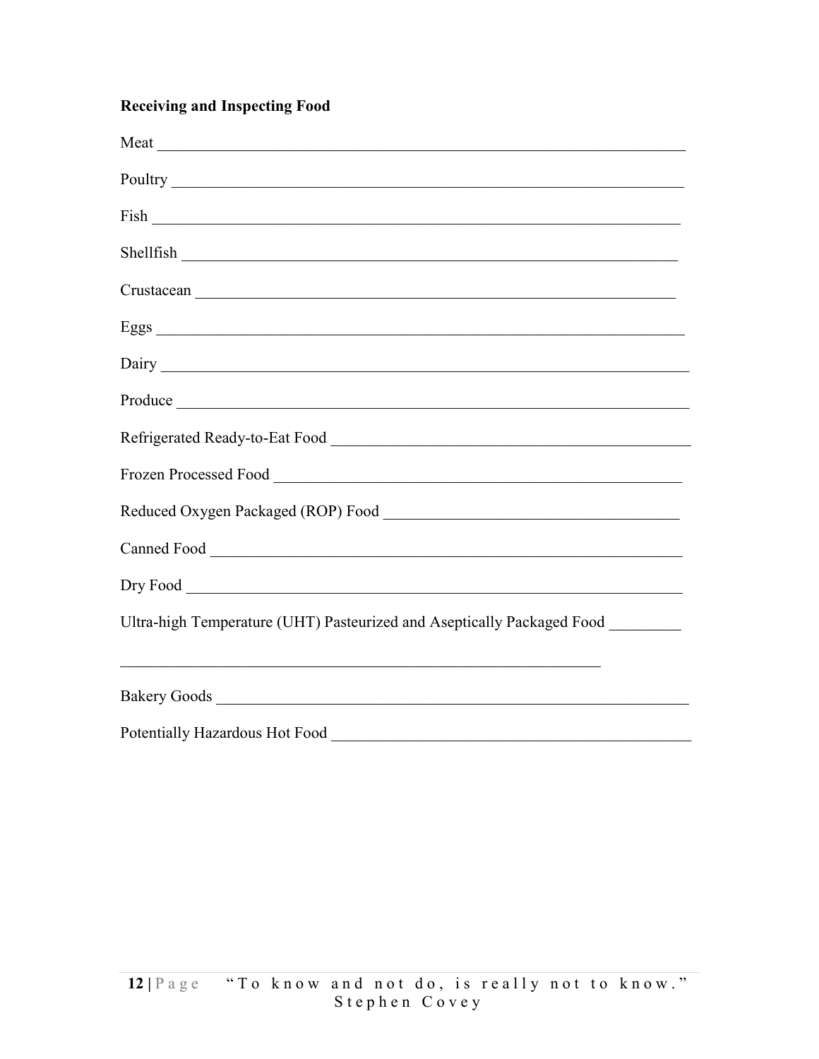**Receiving and Inspecting Food**

Meat ____________________________________________________________________

Poultry __________________________________________________________________

Fish ____________________________________________________________________

Shellfish ________________________________________________________________

Crustacean ______________________________________________________________

Eggs ____________________________________________________________________

Dairy ___________________________________________________________________

Produce _________________________________________________________________

Refrigerated Ready-to-Eat Food _____________________________________________

Frozen Processed Food ____________________________________________________

Reduced Oxygen Packaged (ROP) Food ________________________________________

Canned Food _____________________________________________________________

Dry Food ________________________________________________________________

Ultra-high Temperature (UHT) Pasteurized and Aseptically Packaged Food _________

______________________________________________________________

Bakery Goods ____________________________________________________________

Potentially Hazardous Hot Food ______________________________________________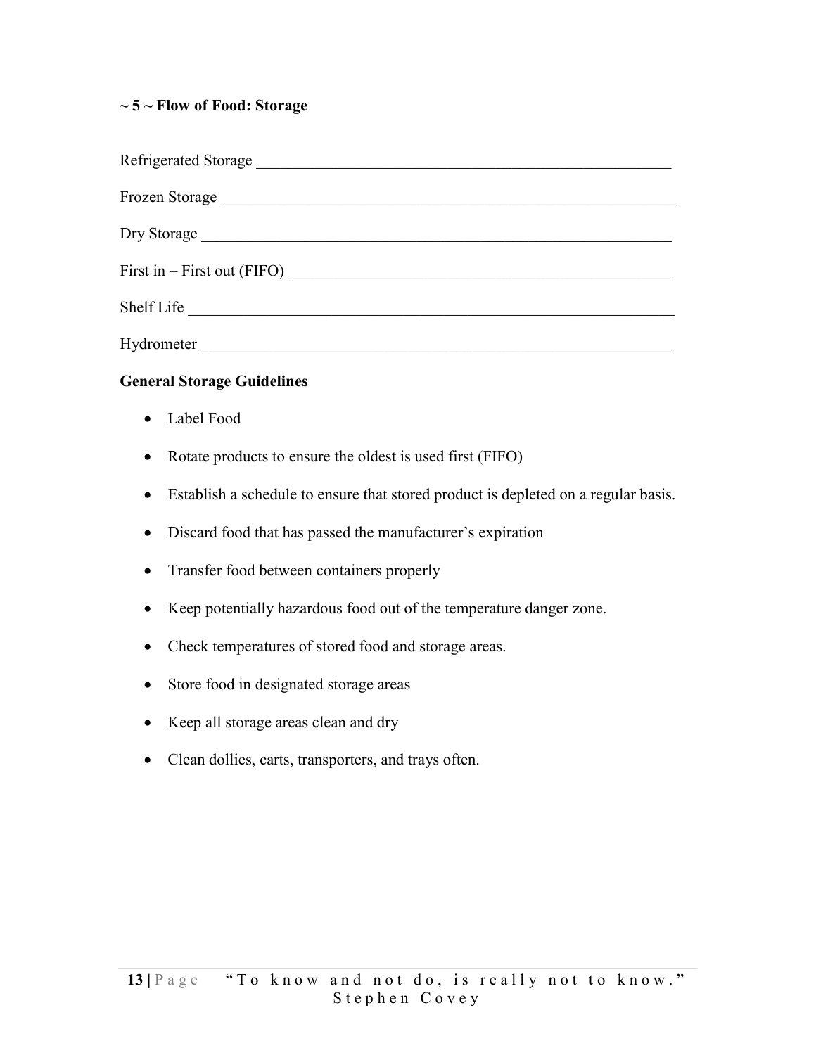## ~ 5 ~ Flow of Food: Storage

Refrigerated Storage ______________________________________________________

Frozen Storage ___________________________________________________________

Dry Storage ______________________________________________________________

First in – First out (FIFO) _______________________________________________

Shelf Life _______________________________________________________________

Hydrometer ______________________________________________________________

**General Storage Guidelines**

- Label Food
- Rotate products to ensure the oldest is used first (FIFO)
- Establish a schedule to ensure that stored product is depleted on a regular basis.
- Discard food that has passed the manufacturer's expiration
- Transfer food between containers properly
- Keep potentially hazardous food out of the temperature danger zone.
- Check temperatures of stored food and storage areas.
- Store food in designated storage areas
- Keep all storage areas clean and dry
- Clean dollies, carts, transporters, and trays often.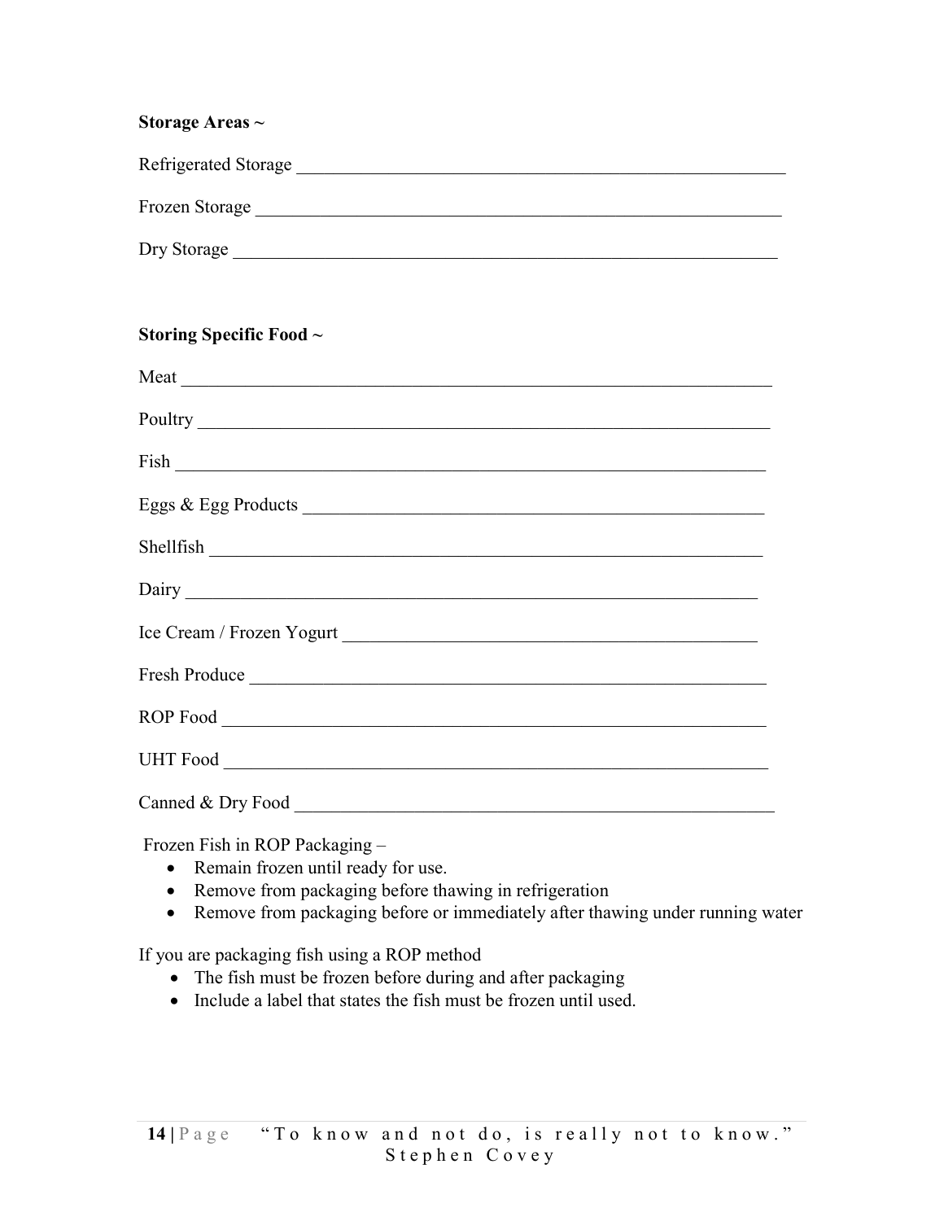**Storage Areas ~**

Refrigerated Storage ________________________________________________________

Frozen Storage ____________________________________________________________

Dry Storage _______________________________________________________________

**Storing Specific Food ~**

Meat ____________________________________________________________________

Poultry __________________________________________________________________

Fish _____________________________________________________________________

Eggs & Egg Products _______________________________________________________

Shellfish _________________________________________________________________

Dairy ____________________________________________________________________

Ice Cream / Frozen Yogurt ___________________________________________________

Fresh Produce _____________________________________________________________

ROP Food _________________________________________________________________

UHT Food _________________________________________________________________

Canned & Dry Food _________________________________________________________

Frozen Fish in ROP Packaging –

- Remain frozen until ready for use.
- Remove from packaging before thawing in refrigeration
- Remove from packaging before or immediately after thawing under running water

If you are packaging fish using a ROP method

- The fish must be frozen before during and after packaging
- Include a label that states the fish must be frozen until used.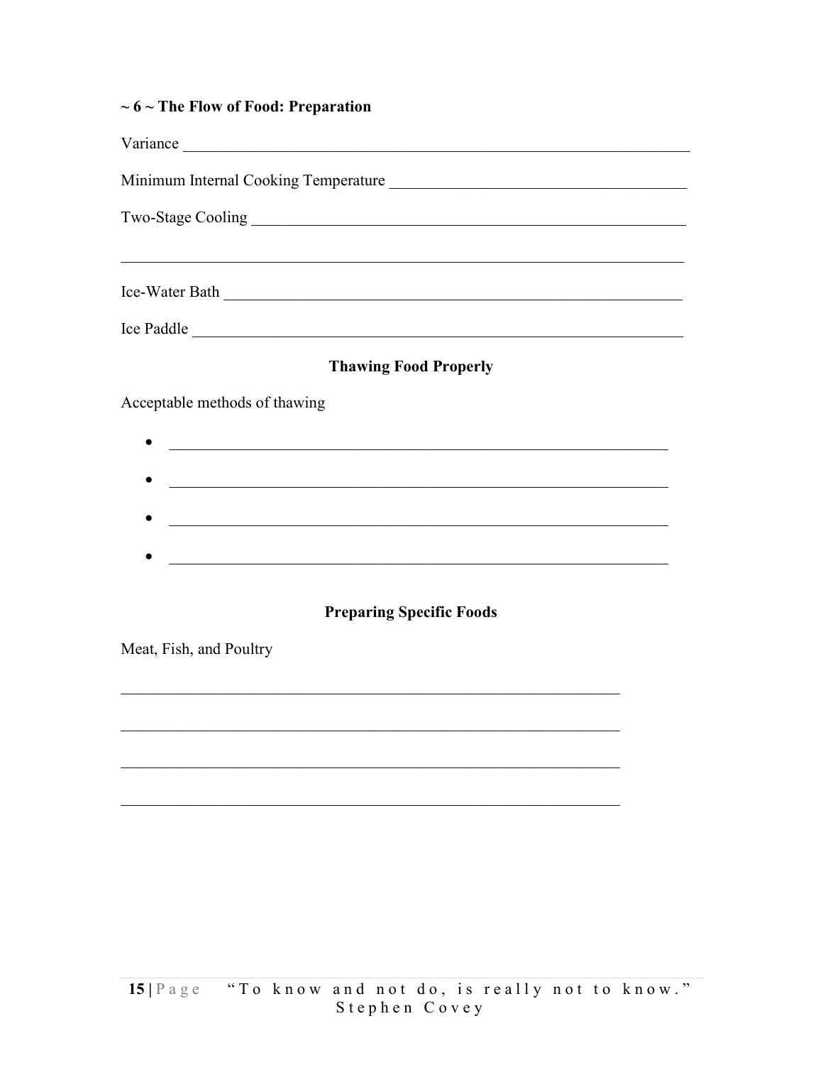**~ 6 ~ The Flow of Food: Preparation**

Variance ________________________________________________________________

Minimum Internal Cooking Temperature ____________________________________

Two-Stage Cooling _______________________________________________________

_________________________________________________________________________

Ice-Water Bath ___________________________________________________________

Ice Paddle _______________________________________________________________

## Thawing Food Properly

Acceptable methods of thawing

- ______________________________________________________________
- ______________________________________________________________
- ______________________________________________________________
- ______________________________________________________________

## Preparing Specific Foods

Meat, Fish, and Poultry

_______________________________________________________________

_______________________________________________________________

_______________________________________________________________

_______________________________________________________________

"To know and not do, is really not to know." Stephen Covey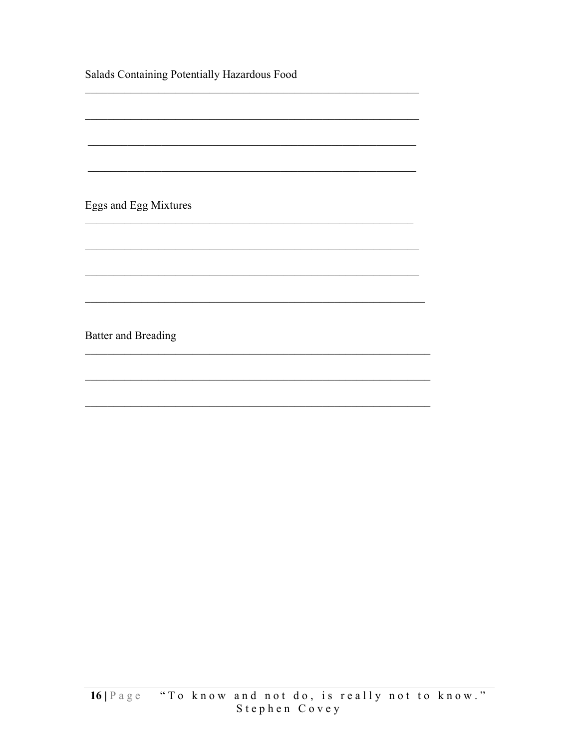Salads Containing Potentially Hazardous Food

______________________________________________________________

______________________________________________________________

______________________________________________________________

______________________________________________________________

Eggs and Egg Mixtures

______________________________________________________________

______________________________________________________________

______________________________________________________________

______________________________________________________________

Batter and Breading

______________________________________________________________

______________________________________________________________

______________________________________________________________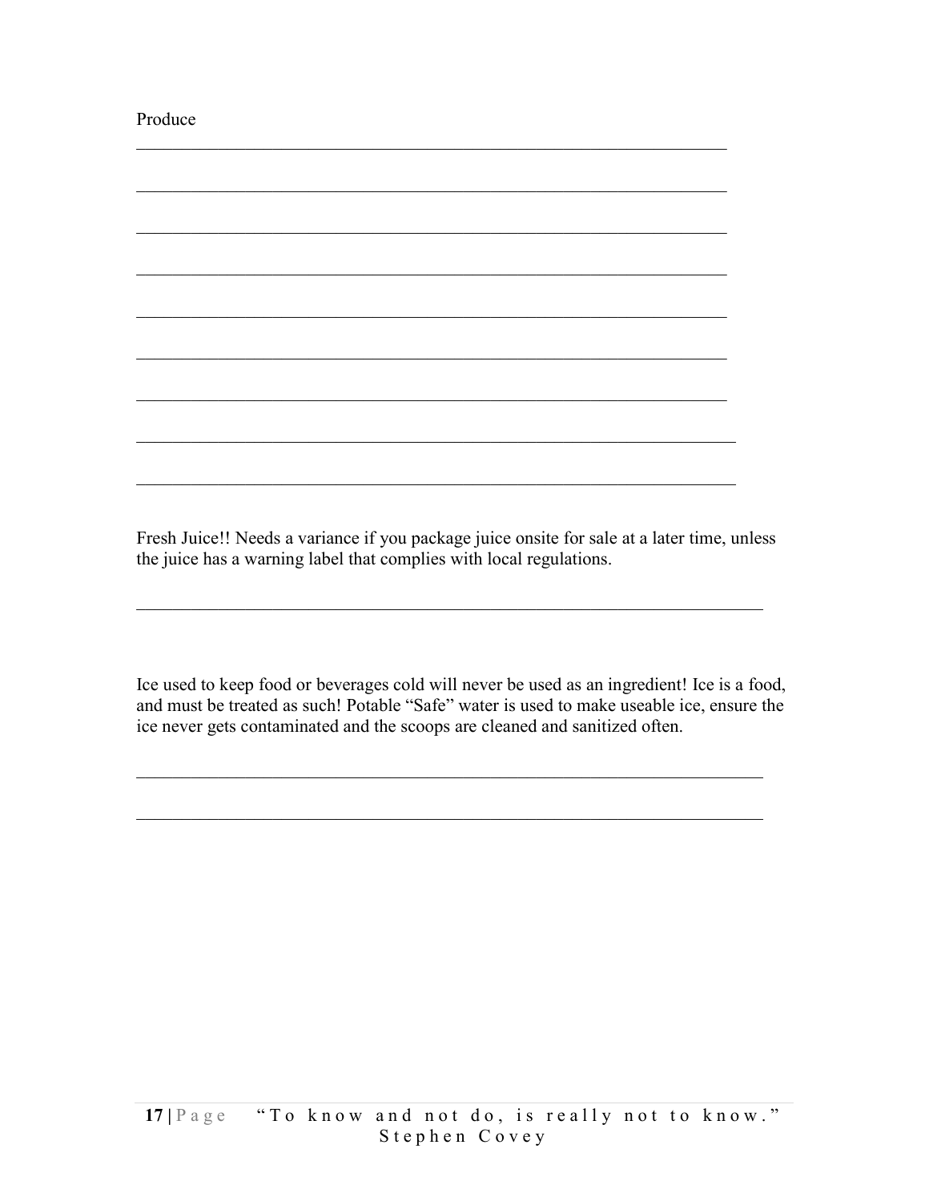Produce

_______________________________________________________________________

_______________________________________________________________________

_______________________________________________________________________

_______________________________________________________________________

_______________________________________________________________________

_______________________________________________________________________

_______________________________________________________________________

_______________________________________________________________________

_______________________________________________________________________

Fresh Juice!! Needs a variance if you package juice onsite for sale at a later time, unless the juice has a warning label that complies with local regulations.

_______________________________________________________________________

Ice used to keep food or beverages cold will never be used as an ingredient! Ice is a food, and must be treated as such! Potable "Safe" water is used to make useable ice, ensure the ice never gets contaminated and the scoops are cleaned and sanitized often.

_______________________________________________________________________

_______________________________________________________________________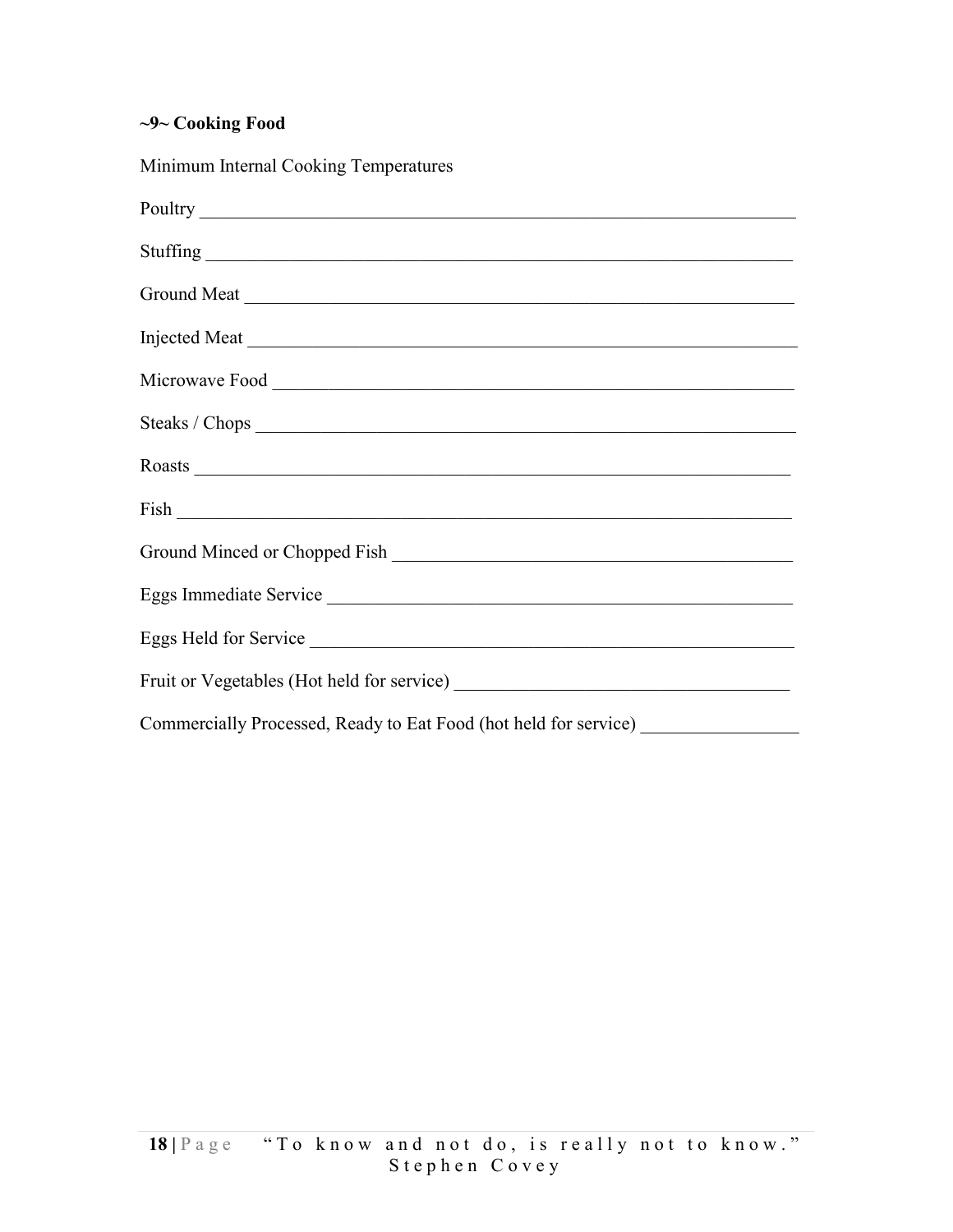**~9~ Cooking Food**

Minimum Internal Cooking Temperatures

Poultry ________________________________________________________________

Stuffing _______________________________________________________________

Ground Meat ____________________________________________________________

Injected Meat ___________________________________________________________

Microwave Food _________________________________________________________

Steaks / Chops __________________________________________________________

Roasts _________________________________________________________________

Fish ___________________________________________________________________

Ground Minced or Chopped Fish ____________________________________________

Eggs Immediate Service ___________________________________________________

Eggs Held for Service ____________________________________________________

Fruit or Vegetables (Hot held for service) ___________________________________

Commercially Processed, Ready to Eat Food (hot held for service) ________________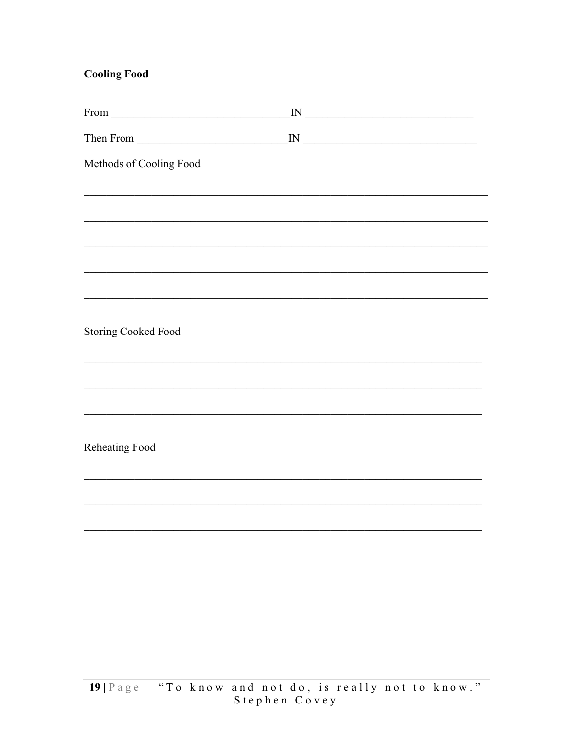**Cooling Food**

From ________________________________IN ______________________________

Then From ___________________________IN _______________________________

Methods of Cooling Food

________________________________________________________________________

________________________________________________________________________

________________________________________________________________________

________________________________________________________________________

________________________________________________________________________

Storing Cooked Food

_______________________________________________________________________

_______________________________________________________________________

_______________________________________________________________________

Reheating Food

_______________________________________________________________________

_______________________________________________________________________

_______________________________________________________________________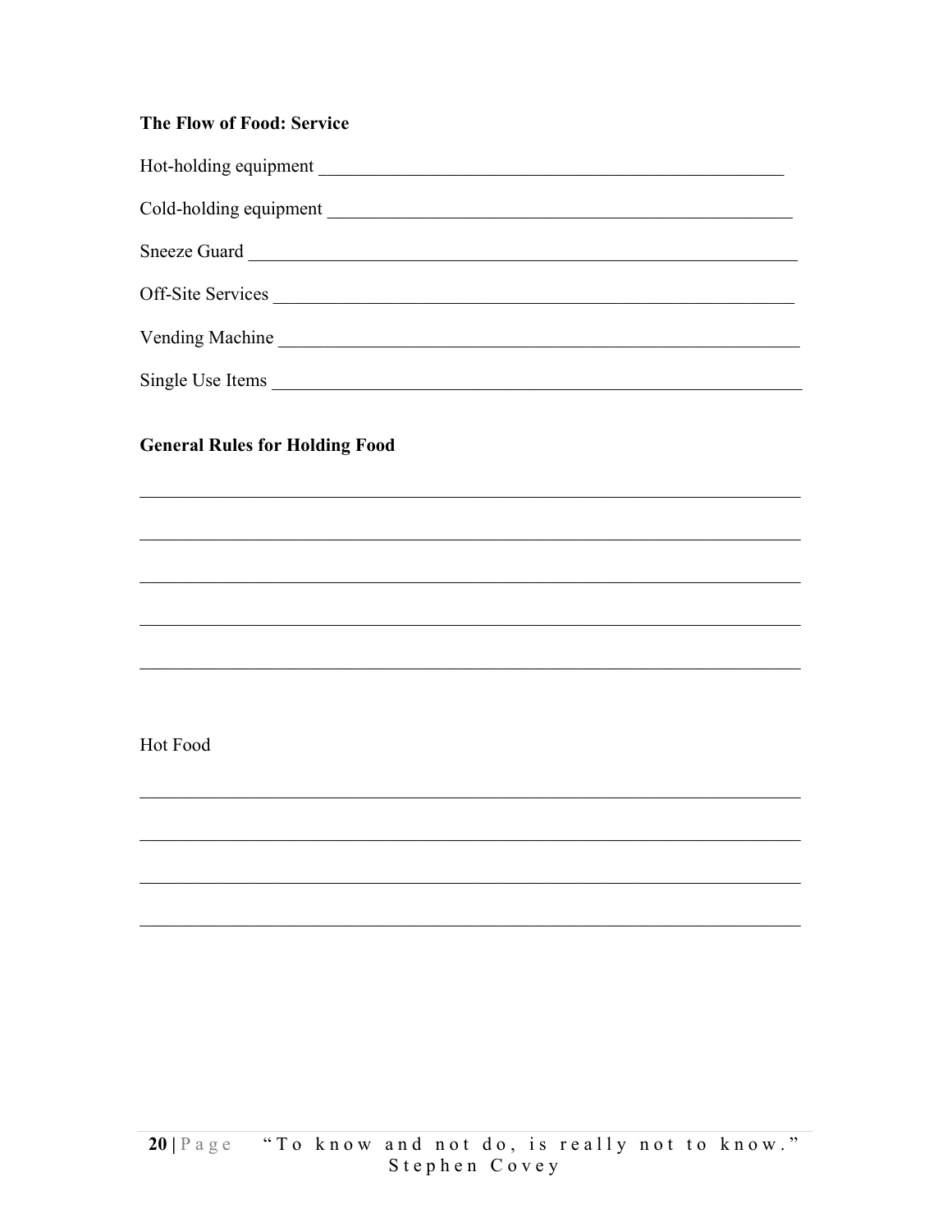**The Flow of Food: Service**

Hot-holding equipment ___________________________________________________

Cold-holding equipment __________________________________________________

Sneeze Guard ___________________________________________________________

Off-Site Services ________________________________________________________

Vending Machine ________________________________________________________

Single Use Items ________________________________________________________

**General Rules for Holding Food**

_________________________________________________________________________

_________________________________________________________________________

_________________________________________________________________________

_________________________________________________________________________

_________________________________________________________________________

Hot Food

_________________________________________________________________________

_________________________________________________________________________

_________________________________________________________________________

_________________________________________________________________________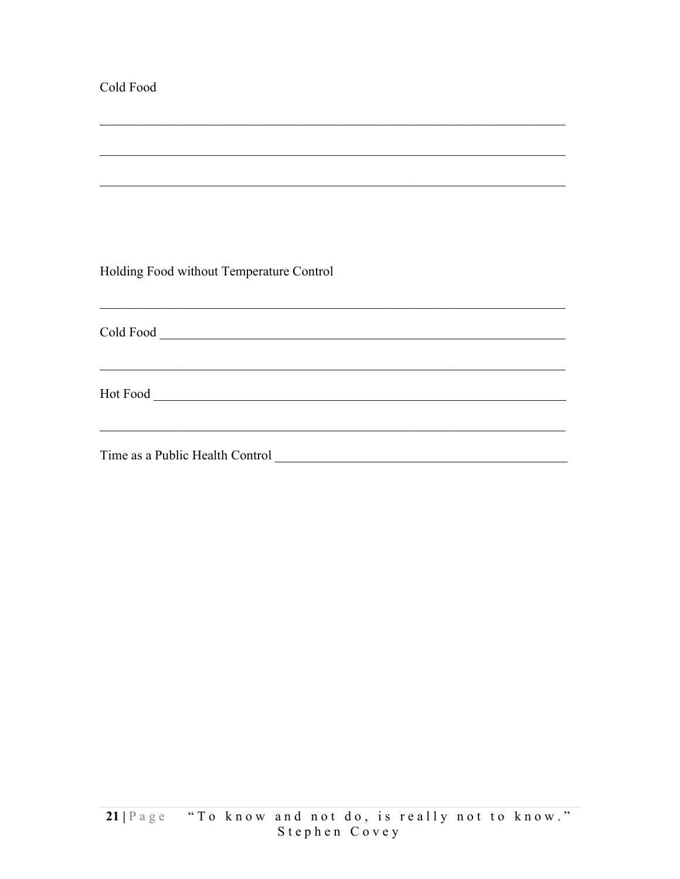Cold Food

______________________________________________________________________

______________________________________________________________________

______________________________________________________________________

Holding Food without Temperature Control

______________________________________________________________________

Cold Food ______________________________________________________________

______________________________________________________________________

Hot Food _______________________________________________________________

______________________________________________________________________

Time as a Public Health Control _________________________________________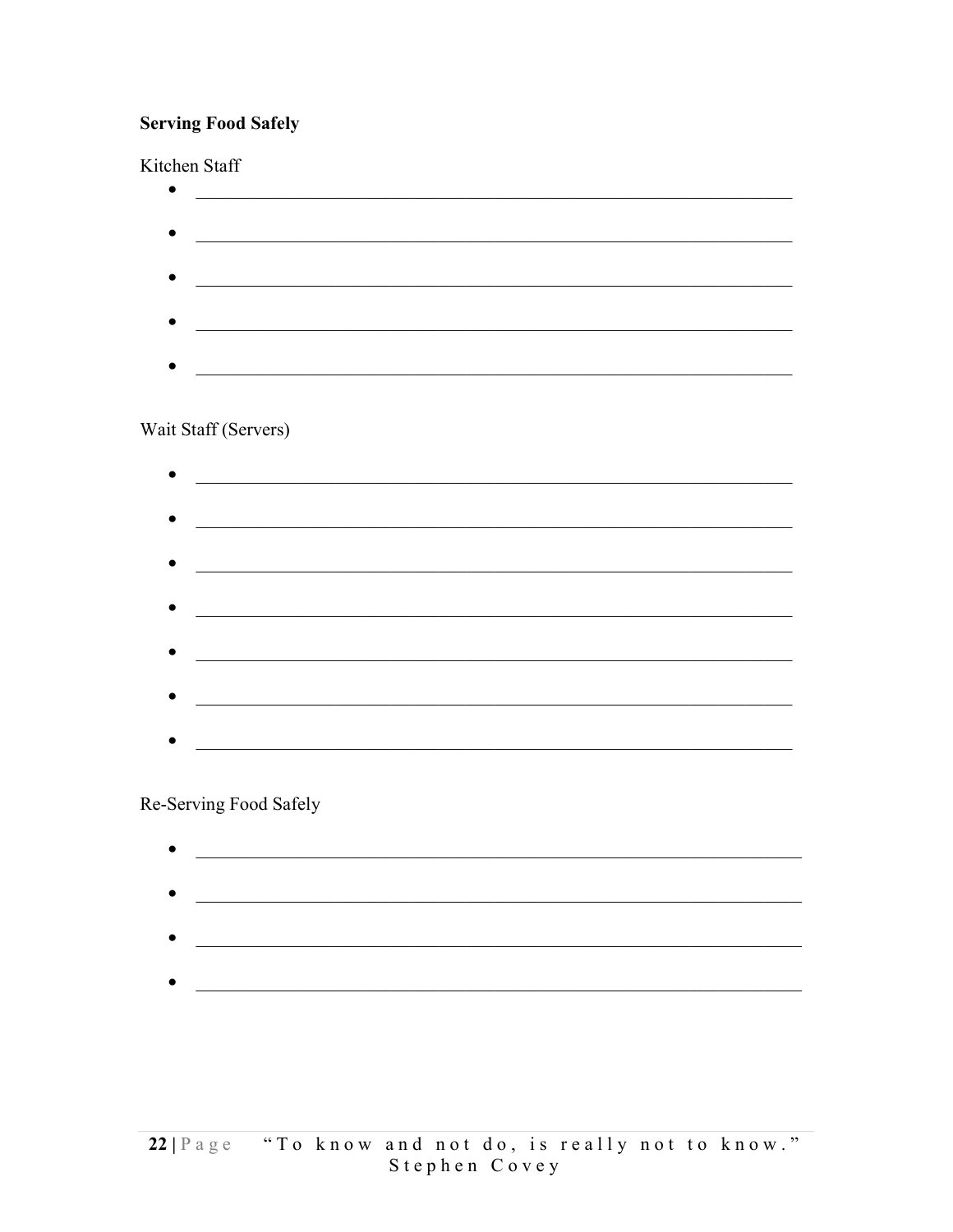**Serving Food Safely**

Kitchen Staff

- \_\_\_\_\_\_\_\_\_\_\_\_\_\_\_\_\_\_\_\_\_\_\_\_\_\_\_\_\_\_\_\_\_\_\_\_\_\_\_\_\_\_\_\_\_\_\_\_\_\_\_\_\_\_\_\_\_\_\_\_
- \_\_\_\_\_\_\_\_\_\_\_\_\_\_\_\_\_\_\_\_\_\_\_\_\_\_\_\_\_\_\_\_\_\_\_\_\_\_\_\_\_\_\_\_\_\_\_\_\_\_\_\_\_\_\_\_\_\_\_\_
- \_\_\_\_\_\_\_\_\_\_\_\_\_\_\_\_\_\_\_\_\_\_\_\_\_\_\_\_\_\_\_\_\_\_\_\_\_\_\_\_\_\_\_\_\_\_\_\_\_\_\_\_\_\_\_\_\_\_\_\_
- \_\_\_\_\_\_\_\_\_\_\_\_\_\_\_\_\_\_\_\_\_\_\_\_\_\_\_\_\_\_\_\_\_\_\_\_\_\_\_\_\_\_\_\_\_\_\_\_\_\_\_\_\_\_\_\_\_\_\_\_
- \_\_\_\_\_\_\_\_\_\_\_\_\_\_\_\_\_\_\_\_\_\_\_\_\_\_\_\_\_\_\_\_\_\_\_\_\_\_\_\_\_\_\_\_\_\_\_\_\_\_\_\_\_\_\_\_\_\_\_\_

Wait Staff (Servers)

- \_\_\_\_\_\_\_\_\_\_\_\_\_\_\_\_\_\_\_\_\_\_\_\_\_\_\_\_\_\_\_\_\_\_\_\_\_\_\_\_\_\_\_\_\_\_\_\_\_\_\_\_\_\_\_\_\_\_\_\_
- \_\_\_\_\_\_\_\_\_\_\_\_\_\_\_\_\_\_\_\_\_\_\_\_\_\_\_\_\_\_\_\_\_\_\_\_\_\_\_\_\_\_\_\_\_\_\_\_\_\_\_\_\_\_\_\_\_\_\_\_
- \_\_\_\_\_\_\_\_\_\_\_\_\_\_\_\_\_\_\_\_\_\_\_\_\_\_\_\_\_\_\_\_\_\_\_\_\_\_\_\_\_\_\_\_\_\_\_\_\_\_\_\_\_\_\_\_\_\_\_\_
- \_\_\_\_\_\_\_\_\_\_\_\_\_\_\_\_\_\_\_\_\_\_\_\_\_\_\_\_\_\_\_\_\_\_\_\_\_\_\_\_\_\_\_\_\_\_\_\_\_\_\_\_\_\_\_\_\_\_\_\_
- \_\_\_\_\_\_\_\_\_\_\_\_\_\_\_\_\_\_\_\_\_\_\_\_\_\_\_\_\_\_\_\_\_\_\_\_\_\_\_\_\_\_\_\_\_\_\_\_\_\_\_\_\_\_\_\_\_\_\_\_
- \_\_\_\_\_\_\_\_\_\_\_\_\_\_\_\_\_\_\_\_\_\_\_\_\_\_\_\_\_\_\_\_\_\_\_\_\_\_\_\_\_\_\_\_\_\_\_\_\_\_\_\_\_\_\_\_\_\_\_\_
- \_\_\_\_\_\_\_\_\_\_\_\_\_\_\_\_\_\_\_\_\_\_\_\_\_\_\_\_\_\_\_\_\_\_\_\_\_\_\_\_\_\_\_\_\_\_\_\_\_\_\_\_\_\_\_\_\_\_\_\_

Re-Serving Food Safely

- \_\_\_\_\_\_\_\_\_\_\_\_\_\_\_\_\_\_\_\_\_\_\_\_\_\_\_\_\_\_\_\_\_\_\_\_\_\_\_\_\_\_\_\_\_\_\_\_\_\_\_\_\_\_\_\_\_\_\_\_
- \_\_\_\_\_\_\_\_\_\_\_\_\_\_\_\_\_\_\_\_\_\_\_\_\_\_\_\_\_\_\_\_\_\_\_\_\_\_\_\_\_\_\_\_\_\_\_\_\_\_\_\_\_\_\_\_\_\_\_\_
- \_\_\_\_\_\_\_\_\_\_\_\_\_\_\_\_\_\_\_\_\_\_\_\_\_\_\_\_\_\_\_\_\_\_\_\_\_\_\_\_\_\_\_\_\_\_\_\_\_\_\_\_\_\_\_\_\_\_\_\_
- \_\_\_\_\_\_\_\_\_\_\_\_\_\_\_\_\_\_\_\_\_\_\_\_\_\_\_\_\_\_\_\_\_\_\_\_\_\_\_\_\_\_\_\_\_\_\_\_\_\_\_\_\_\_\_\_\_\_\_\_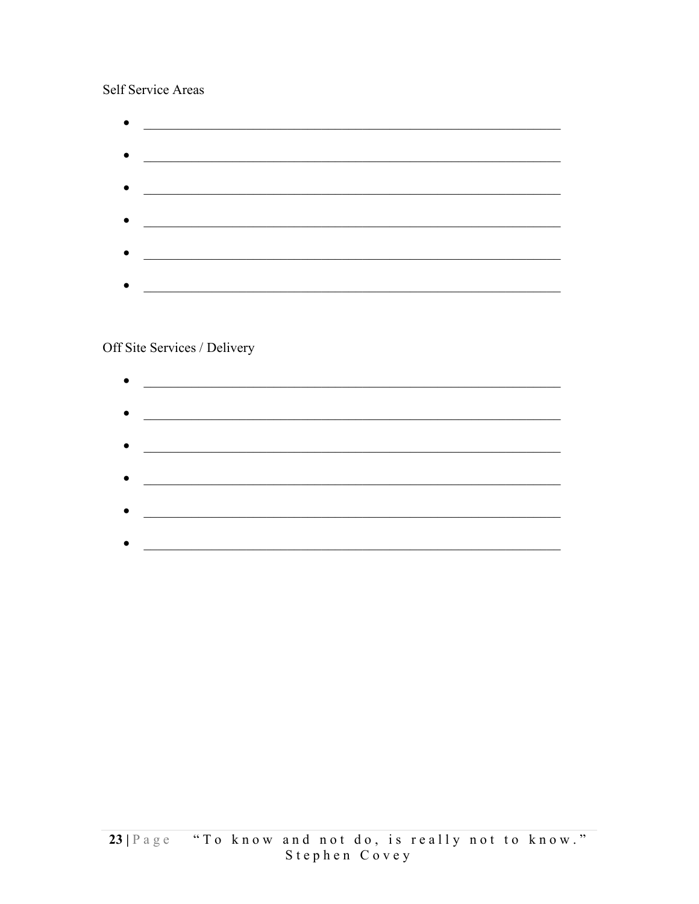Self Service Areas

- \_\_\_\_\_\_\_\_\_\_\_\_\_\_\_\_\_\_\_\_\_\_\_\_\_\_\_\_\_\_\_\_\_\_\_\_\_\_\_\_\_\_\_\_\_\_\_\_\_\_\_\_\_\_\_\_
- \_\_\_\_\_\_\_\_\_\_\_\_\_\_\_\_\_\_\_\_\_\_\_\_\_\_\_\_\_\_\_\_\_\_\_\_\_\_\_\_\_\_\_\_\_\_\_\_\_\_\_\_\_\_\_\_
- \_\_\_\_\_\_\_\_\_\_\_\_\_\_\_\_\_\_\_\_\_\_\_\_\_\_\_\_\_\_\_\_\_\_\_\_\_\_\_\_\_\_\_\_\_\_\_\_\_\_\_\_\_\_\_\_
- \_\_\_\_\_\_\_\_\_\_\_\_\_\_\_\_\_\_\_\_\_\_\_\_\_\_\_\_\_\_\_\_\_\_\_\_\_\_\_\_\_\_\_\_\_\_\_\_\_\_\_\_\_\_\_\_
- \_\_\_\_\_\_\_\_\_\_\_\_\_\_\_\_\_\_\_\_\_\_\_\_\_\_\_\_\_\_\_\_\_\_\_\_\_\_\_\_\_\_\_\_\_\_\_\_\_\_\_\_\_\_\_\_
- \_\_\_\_\_\_\_\_\_\_\_\_\_\_\_\_\_\_\_\_\_\_\_\_\_\_\_\_\_\_\_\_\_\_\_\_\_\_\_\_\_\_\_\_\_\_\_\_\_\_\_\_\_\_\_\_

Off Site Services / Delivery

- \_\_\_\_\_\_\_\_\_\_\_\_\_\_\_\_\_\_\_\_\_\_\_\_\_\_\_\_\_\_\_\_\_\_\_\_\_\_\_\_\_\_\_\_\_\_\_\_\_\_\_\_\_\_\_\_
- \_\_\_\_\_\_\_\_\_\_\_\_\_\_\_\_\_\_\_\_\_\_\_\_\_\_\_\_\_\_\_\_\_\_\_\_\_\_\_\_\_\_\_\_\_\_\_\_\_\_\_\_\_\_\_\_
- \_\_\_\_\_\_\_\_\_\_\_\_\_\_\_\_\_\_\_\_\_\_\_\_\_\_\_\_\_\_\_\_\_\_\_\_\_\_\_\_\_\_\_\_\_\_\_\_\_\_\_\_\_\_\_\_
- \_\_\_\_\_\_\_\_\_\_\_\_\_\_\_\_\_\_\_\_\_\_\_\_\_\_\_\_\_\_\_\_\_\_\_\_\_\_\_\_\_\_\_\_\_\_\_\_\_\_\_\_\_\_\_\_
- \_\_\_\_\_\_\_\_\_\_\_\_\_\_\_\_\_\_\_\_\_\_\_\_\_\_\_\_\_\_\_\_\_\_\_\_\_\_\_\_\_\_\_\_\_\_\_\_\_\_\_\_\_\_\_\_
- \_\_\_\_\_\_\_\_\_\_\_\_\_\_\_\_\_\_\_\_\_\_\_\_\_\_\_\_\_\_\_\_\_\_\_\_\_\_\_\_\_\_\_\_\_\_\_\_\_\_\_\_\_\_\_\_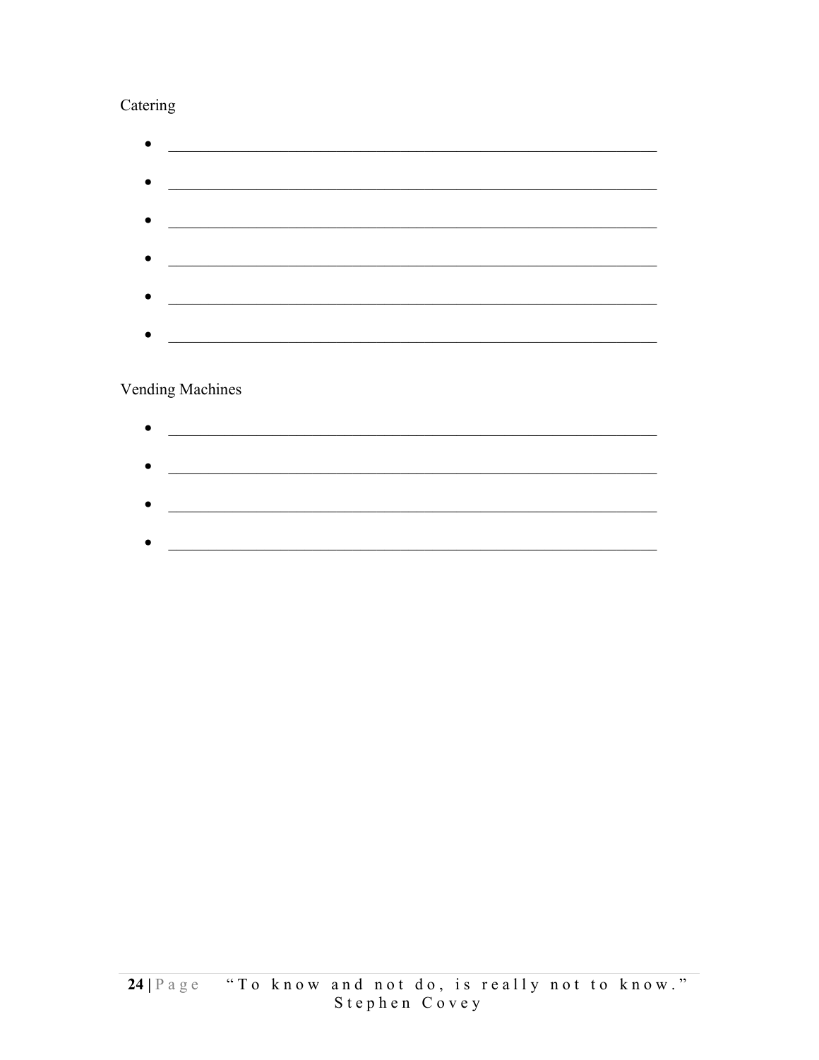Catering

- \_\_\_\_\_\_\_\_\_\_\_\_\_\_\_\_\_\_\_\_\_\_\_\_\_\_\_\_\_\_\_\_\_\_\_\_\_\_\_\_\_\_\_\_\_\_\_\_\_\_\_\_\_\_\_\_
- \_\_\_\_\_\_\_\_\_\_\_\_\_\_\_\_\_\_\_\_\_\_\_\_\_\_\_\_\_\_\_\_\_\_\_\_\_\_\_\_\_\_\_\_\_\_\_\_\_\_\_\_\_\_\_\_
- \_\_\_\_\_\_\_\_\_\_\_\_\_\_\_\_\_\_\_\_\_\_\_\_\_\_\_\_\_\_\_\_\_\_\_\_\_\_\_\_\_\_\_\_\_\_\_\_\_\_\_\_\_\_\_\_
- \_\_\_\_\_\_\_\_\_\_\_\_\_\_\_\_\_\_\_\_\_\_\_\_\_\_\_\_\_\_\_\_\_\_\_\_\_\_\_\_\_\_\_\_\_\_\_\_\_\_\_\_\_\_\_\_
- \_\_\_\_\_\_\_\_\_\_\_\_\_\_\_\_\_\_\_\_\_\_\_\_\_\_\_\_\_\_\_\_\_\_\_\_\_\_\_\_\_\_\_\_\_\_\_\_\_\_\_\_\_\_\_\_
- \_\_\_\_\_\_\_\_\_\_\_\_\_\_\_\_\_\_\_\_\_\_\_\_\_\_\_\_\_\_\_\_\_\_\_\_\_\_\_\_\_\_\_\_\_\_\_\_\_\_\_\_\_\_\_\_

Vending Machines

- \_\_\_\_\_\_\_\_\_\_\_\_\_\_\_\_\_\_\_\_\_\_\_\_\_\_\_\_\_\_\_\_\_\_\_\_\_\_\_\_\_\_\_\_\_\_\_\_\_\_\_\_\_\_\_\_
- \_\_\_\_\_\_\_\_\_\_\_\_\_\_\_\_\_\_\_\_\_\_\_\_\_\_\_\_\_\_\_\_\_\_\_\_\_\_\_\_\_\_\_\_\_\_\_\_\_\_\_\_\_\_\_\_
- \_\_\_\_\_\_\_\_\_\_\_\_\_\_\_\_\_\_\_\_\_\_\_\_\_\_\_\_\_\_\_\_\_\_\_\_\_\_\_\_\_\_\_\_\_\_\_\_\_\_\_\_\_\_\_\_
- \_\_\_\_\_\_\_\_\_\_\_\_\_\_\_\_\_\_\_\_\_\_\_\_\_\_\_\_\_\_\_\_\_\_\_\_\_\_\_\_\_\_\_\_\_\_\_\_\_\_\_\_\_\_\_\_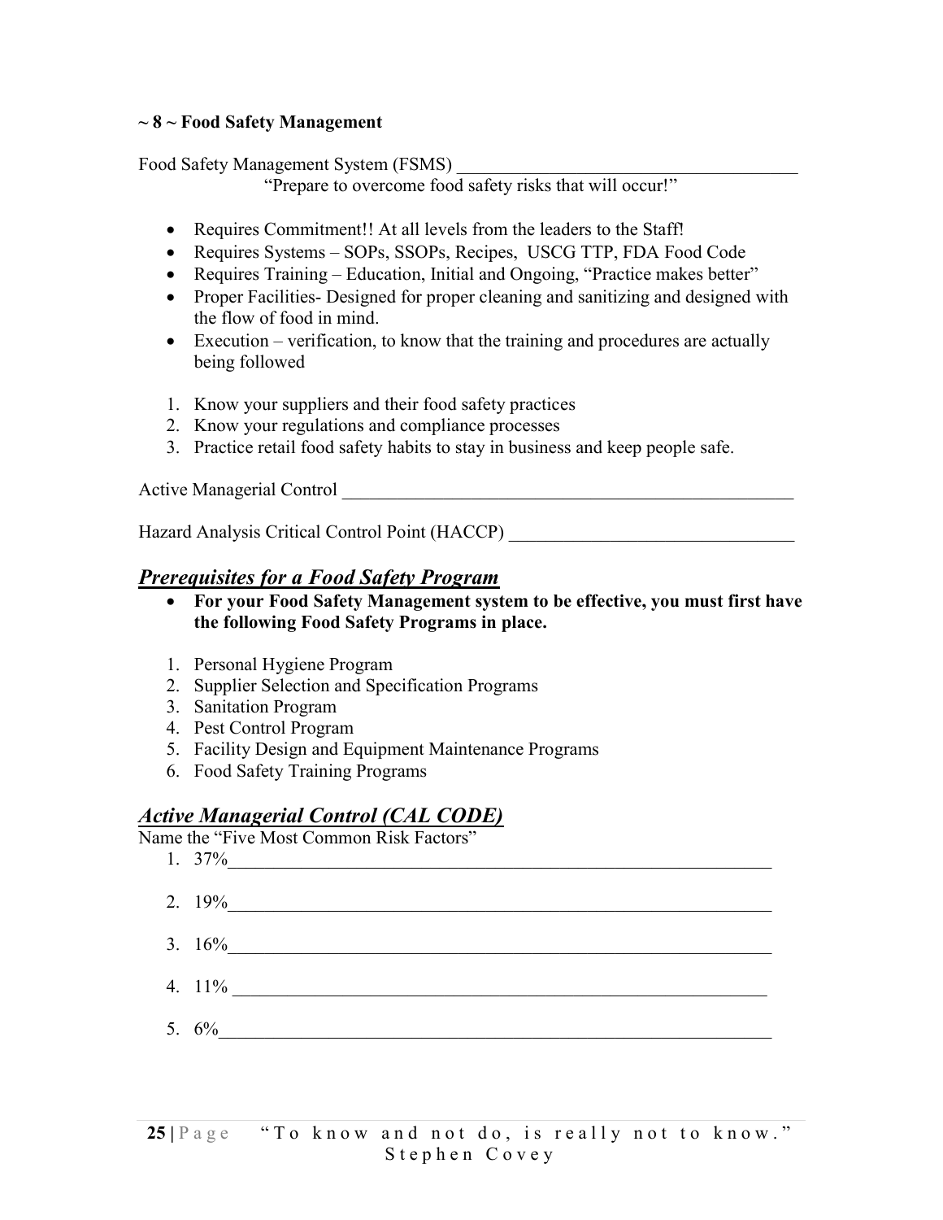## ~ 8 ~ Food Safety Management

Food Safety Management System (FSMS) ______________________________________

"Prepare to overcome food safety risks that will occur!"

- Requires Commitment!! At all levels from the leaders to the Staff!
- Requires Systems – SOPs, SSOPs, Recipes, USCG TTP, FDA Food Code
- Requires Training – Education, Initial and Ongoing, "Practice makes better"
- Proper Facilities- Designed for proper cleaning and sanitizing and designed with the flow of food in mind.
- Execution – verification, to know that the training and procedures are actually being followed

1. Know your suppliers and their food safety practices
2. Know your regulations and compliance processes
3. Practice retail food safety habits to stay in business and keep people safe.

Active Managerial Control ___________________________________________________

Hazard Analysis Critical Control Point (HACCP) _______________________________

### *Prerequisites for a Food Safety Program*

- **For your Food Safety Management system to be effective, you must first have the following Food Safety Programs in place.**

1. Personal Hygiene Program
2. Supplier Selection and Specification Programs
3. Sanitation Program
4. Pest Control Program
5. Facility Design and Equipment Maintenance Programs
6. Food Safety Training Programs

### *Active Managerial Control (CAL CODE)*

Name the "Five Most Common Risk Factors"

1. 37%______________________________________________________________
2. 19%______________________________________________________________
3. 16%______________________________________________________________
4. 11% ______________________________________________________________
5. 6%_______________________________________________________________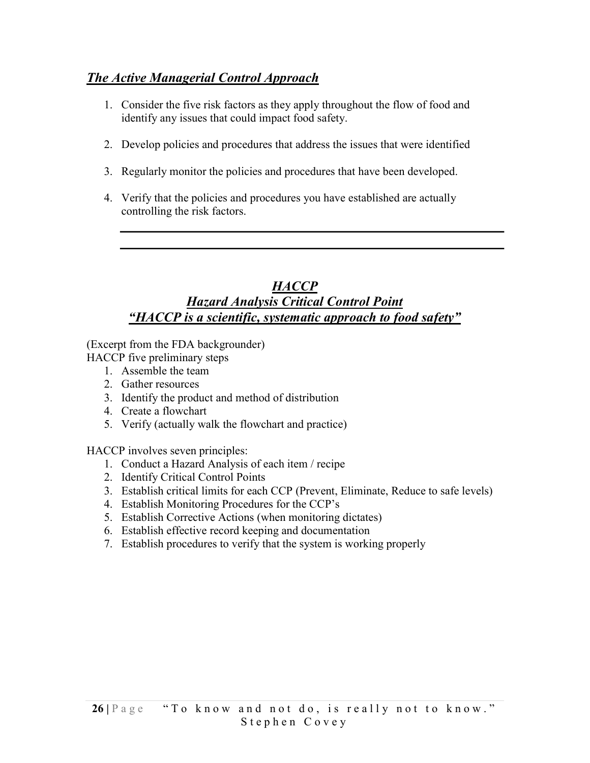## ***The Active Managerial Control Approach***

1. Consider the five risk factors as they apply throughout the flow of food and identify any issues that could impact food safety.

2. Develop policies and procedures that address the issues that were identified

3. Regularly monitor the policies and procedures that have been developed.

4. Verify that the policies and procedures you have established are actually controlling the risk factors.

## ***HACCP***
## ***Hazard Analysis Critical Control Point***
## ***"HACCP is a scientific, systematic approach to food safety"***

(Excerpt from the FDA backgrounder)
HACCP five preliminary steps

1. Assemble the team
2. Gather resources
3. Identify the product and method of distribution
4. Create a flowchart
5. Verify (actually walk the flowchart and practice)

HACCP involves seven principles:

1. Conduct a Hazard Analysis of each item / recipe
2. Identify Critical Control Points
3. Establish critical limits for each CCP (Prevent, Eliminate, Reduce to safe levels)
4. Establish Monitoring Procedures for the CCP's
5. Establish Corrective Actions (when monitoring dictates)
6. Establish effective record keeping and documentation
7. Establish procedures to verify that the system is working properly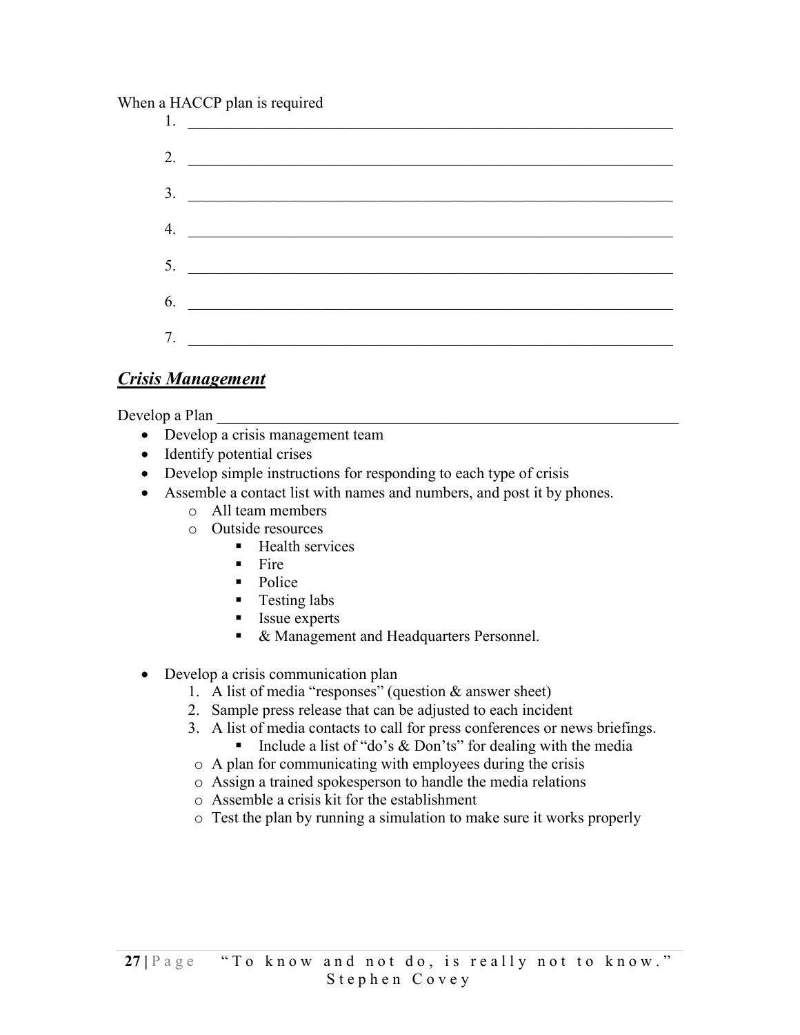When a HACCP plan is required

1. ____________________________________________________________
2. ____________________________________________________________
3. ____________________________________________________________
4. ____________________________________________________________
5. ____________________________________________________________
6. ____________________________________________________________
7. ____________________________________________________________

## ***Crisis Management***

Develop a Plan ____________________________________________________________

- Develop a crisis management team
- Identify potential crises
- Develop simple instructions for responding to each type of crisis
- Assemble a contact list with names and numbers, and post it by phones.
  - All team members
  - Outside resources
    - Health services
    - Fire
    - Police
    - Testing labs
    - Issue experts
    - & Management and Headquarters Personnel.

- Develop a crisis communication plan
  1. A list of media "responses" (question & answer sheet)
  2. Sample press release that can be adjusted to each incident
  3. A list of media contacts to call for press conferences or news briefings.
     - Include a list of "do's & Don'ts" for dealing with the media
  - A plan for communicating with employees during the crisis
  - Assign a trained spokesperson to handle the media relations
  - Assemble a crisis kit for the establishment
  - Test the plan by running a simulation to make sure it works properly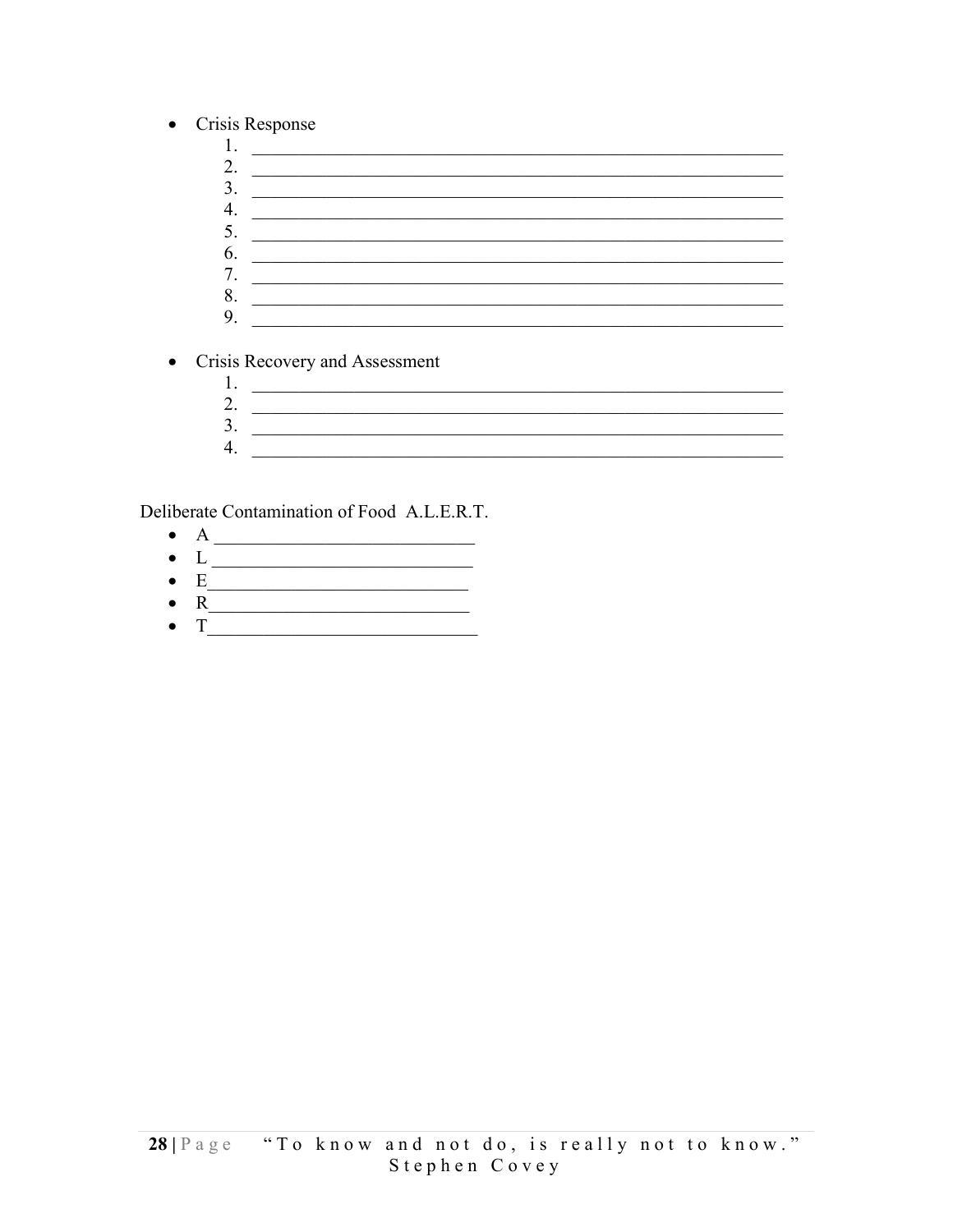- Crisis Response
    1. ____________________________________________________________
    2. ____________________________________________________________
    3. ____________________________________________________________
    4. ____________________________________________________________
    5. ____________________________________________________________
    6. ____________________________________________________________
    7. ____________________________________________________________
    8. ____________________________________________________________
    9. ____________________________________________________________

- Crisis Recovery and Assessment
    1. ____________________________________________________________
    2. ____________________________________________________________
    3. ____________________________________________________________
    4. ____________________________________________________________

Deliberate Contamination of Food A.L.E.R.T.

- A _____________________________
- L _____________________________
- E_____________________________
- R_____________________________
- T______________________________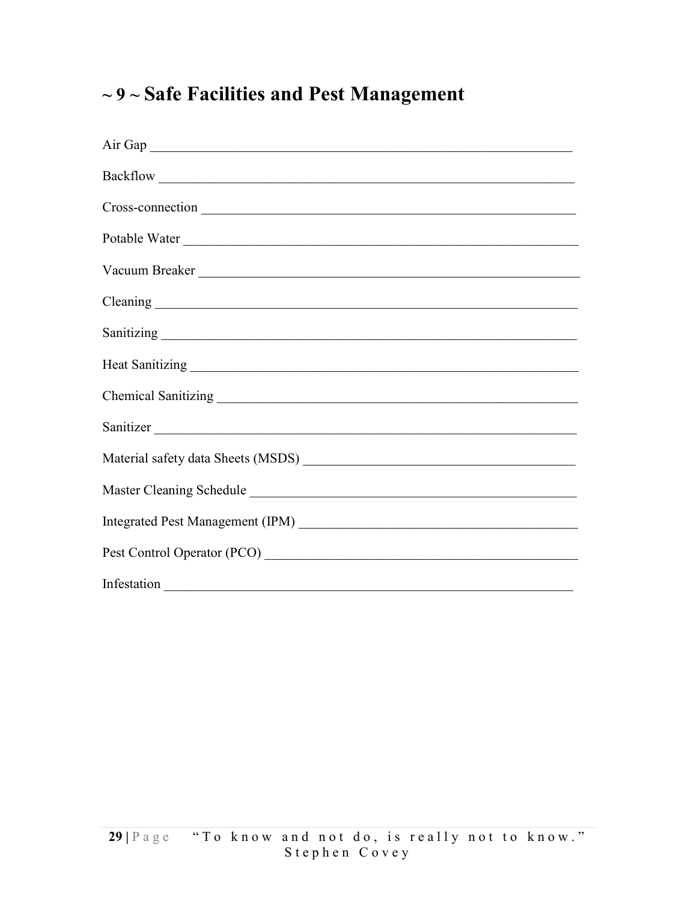# ~ 9 ~ Safe Facilities and Pest Management

Air Gap ___________________________________________________________

Backflow __________________________________________________________

Cross-connection ____________________________________________________

Potable Water _______________________________________________________

Vacuum Breaker _____________________________________________________

Cleaning ___________________________________________________________

Sanitizing __________________________________________________________

Heat Sanitizing ______________________________________________________

Chemical Sanitizing ___________________________________________________

Sanitizer ___________________________________________________________

Material safety data Sheets (MSDS) ______________________________________

Master Cleaning Schedule _____________________________________________

Integrated Pest Management (IPM) ______________________________________

Pest Control Operator (PCO) ___________________________________________

Infestation _________________________________________________________

"To know and not do, is really not to know." Stephen Covey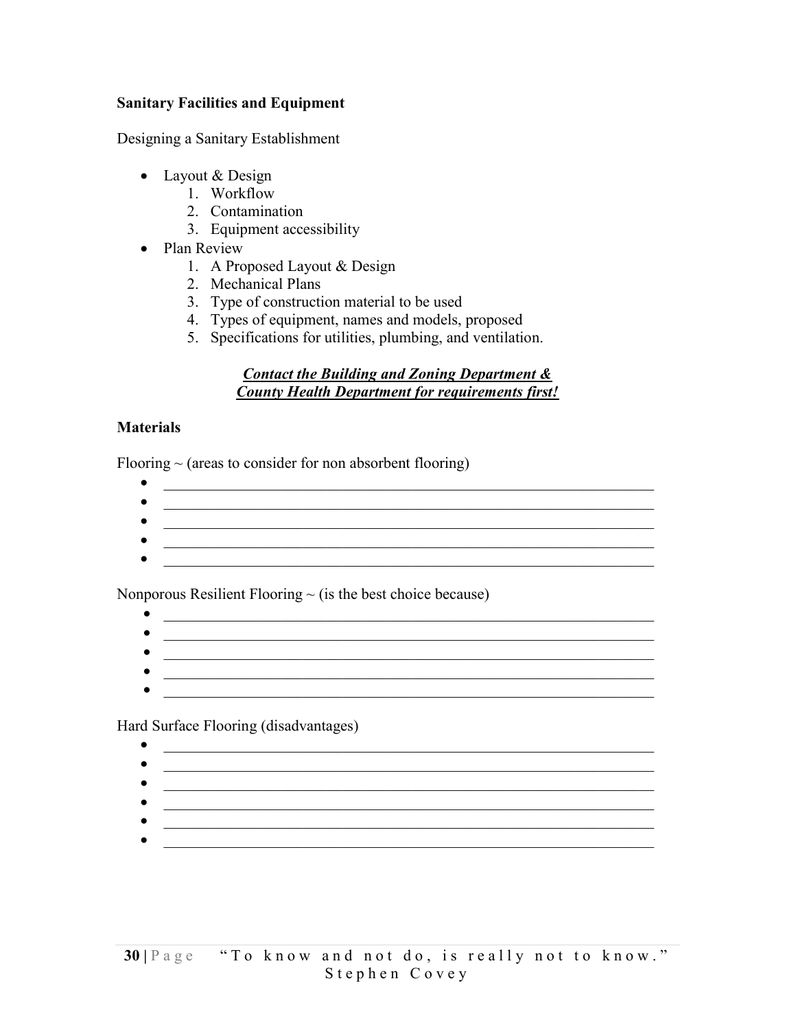**Sanitary Facilities and Equipment**

Designing a Sanitary Establishment

- Layout & Design
    1. Workflow
    2. Contamination
    3. Equipment accessibility
- Plan Review
    1. A Proposed Layout & Design
    2. Mechanical Plans
    3. Type of construction material to be used
    4. Types of equipment, names and models, proposed
    5. Specifications for utilities, plumbing, and ventilation.

***<u>Contact the Building and Zoning Department &</u>***
***<u>County Health Department for requirements first!</u>***

**Materials**

Flooring ~ (areas to consider for non absorbent flooring)

- ________________________________________________________________
- ________________________________________________________________
- ________________________________________________________________
- ________________________________________________________________
- ________________________________________________________________

Nonporous Resilient Flooring ~ (is the best choice because)

- ________________________________________________________________
- ________________________________________________________________
- ________________________________________________________________
- ________________________________________________________________
- ________________________________________________________________

Hard Surface Flooring (disadvantages)

- ________________________________________________________________
- ________________________________________________________________
- ________________________________________________________________
- ________________________________________________________________
- ________________________________________________________________
- ________________________________________________________________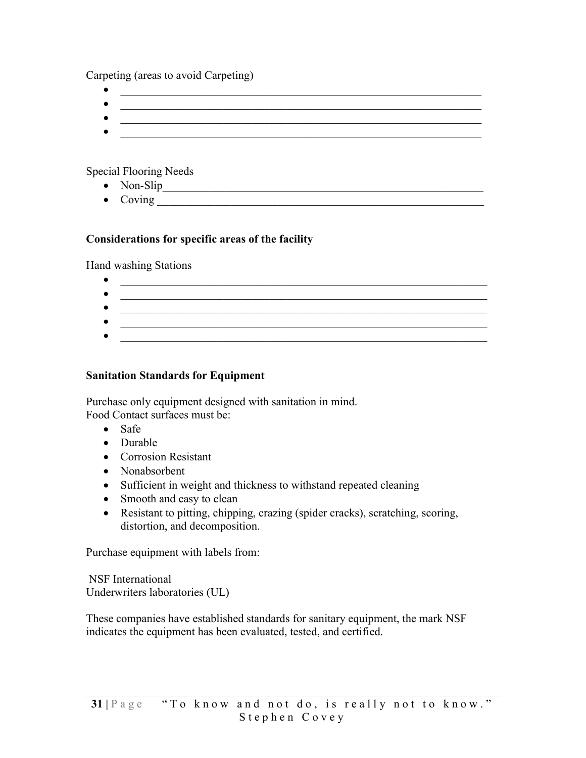Carpeting (areas to avoid Carpeting)

- ________________________________________________________________
- ________________________________________________________________
- ________________________________________________________________
- ________________________________________________________________

Special Flooring Needs

- Non-Slip_______________________________________________________
- Coving ________________________________________________________

**Considerations for specific areas of the facility**

Hand washing Stations

- ________________________________________________________________
- ________________________________________________________________
- ________________________________________________________________
- ________________________________________________________________
- ________________________________________________________________

**Sanitation Standards for Equipment**

Purchase only equipment designed with sanitation in mind.
Food Contact surfaces must be:

- Safe
- Durable
- Corrosion Resistant
- Nonabsorbent
- Sufficient in weight and thickness to withstand repeated cleaning
- Smooth and easy to clean
- Resistant to pitting, chipping, crazing (spider cracks), scratching, scoring, distortion, and decomposition.

Purchase equipment with labels from:

NSF International
Underwriters laboratories (UL)

These companies have established standards for sanitary equipment, the mark NSF indicates the equipment has been evaluated, tested, and certified.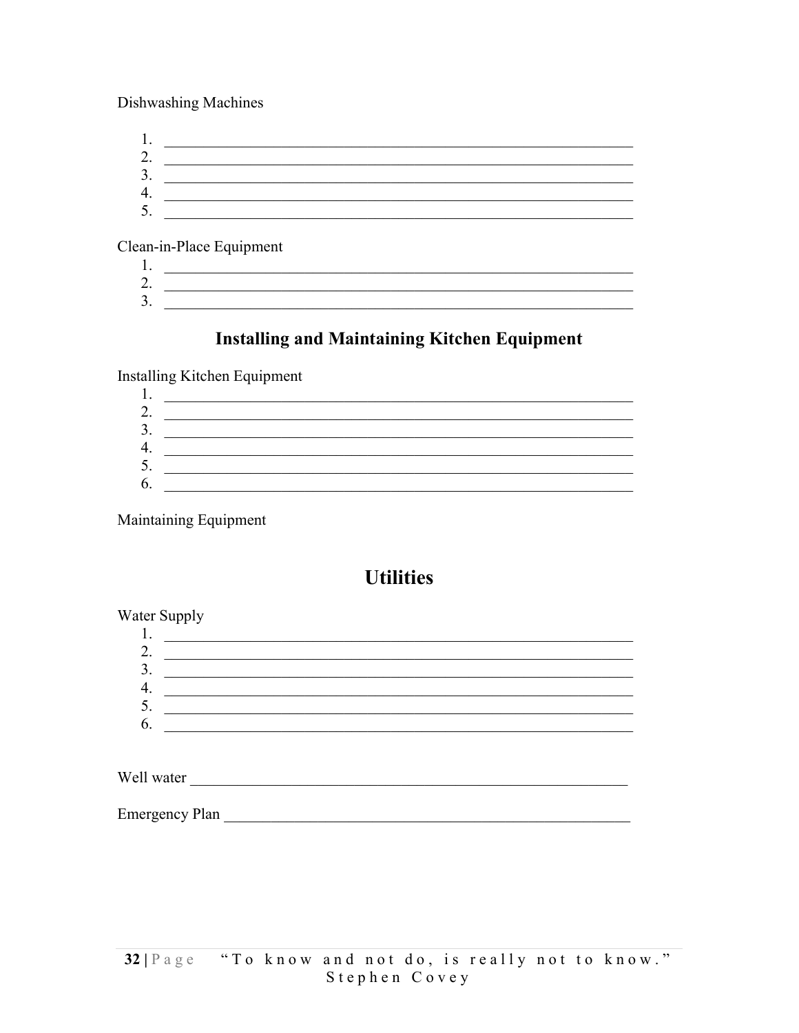Dishwashing Machines

1. ____________________________________________________________
2. ____________________________________________________________
3. ____________________________________________________________
4. ____________________________________________________________
5. ____________________________________________________________

Clean-in-Place Equipment

1. ____________________________________________________________
2. ____________________________________________________________
3. ____________________________________________________________

## Installing and Maintaining Kitchen Equipment

Installing Kitchen Equipment

1. ____________________________________________________________
2. ____________________________________________________________
3. ____________________________________________________________
4. ____________________________________________________________
5. ____________________________________________________________
6. ____________________________________________________________

Maintaining Equipment

## Utilities

Water Supply

1. ____________________________________________________________
2. ____________________________________________________________
3. ____________________________________________________________
4. ____________________________________________________________
5. ____________________________________________________________
6. ____________________________________________________________

Well water ____________________________________________________________

Emergency Plan ____________________________________________________________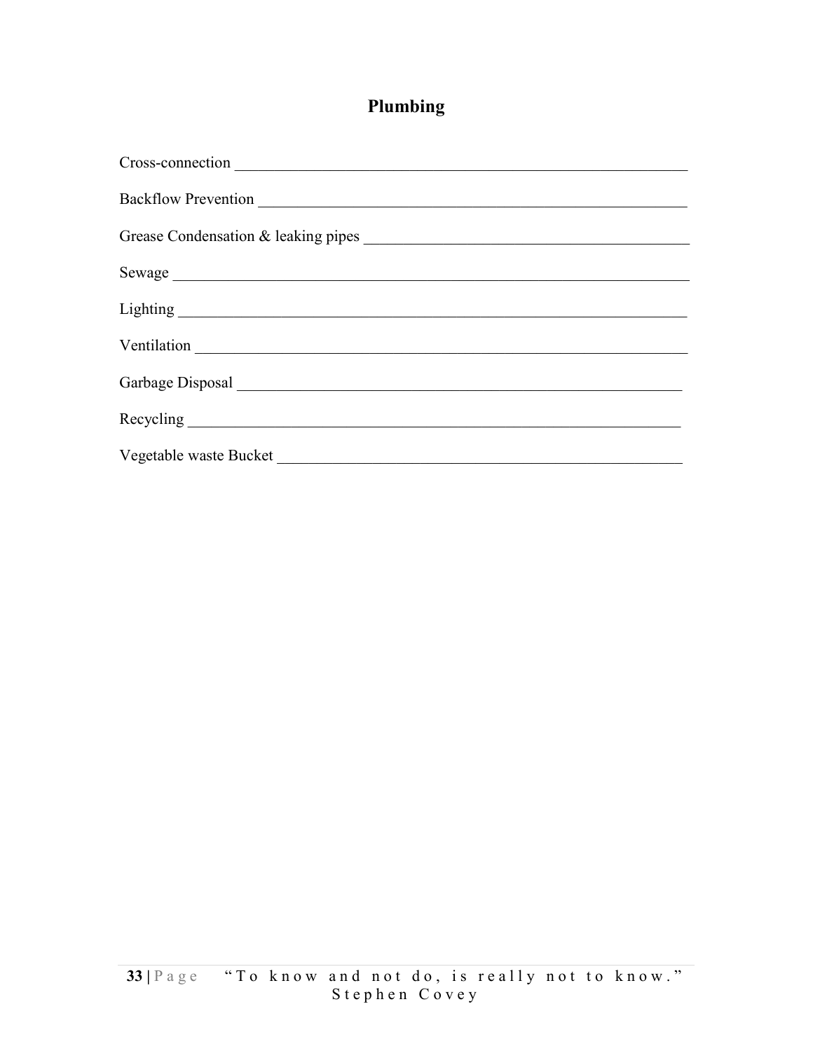# Plumbing

Cross-connection ___________________________________________________________

Backflow Prevention ________________________________________________________

Grease Condensation & leaking pipes _________________________________________

Sewage ___________________________________________________________________

Lighting __________________________________________________________________

Ventilation ________________________________________________________________

Garbage Disposal ___________________________________________________________

Recycling _________________________________________________________________

Vegetable waste Bucket _____________________________________________________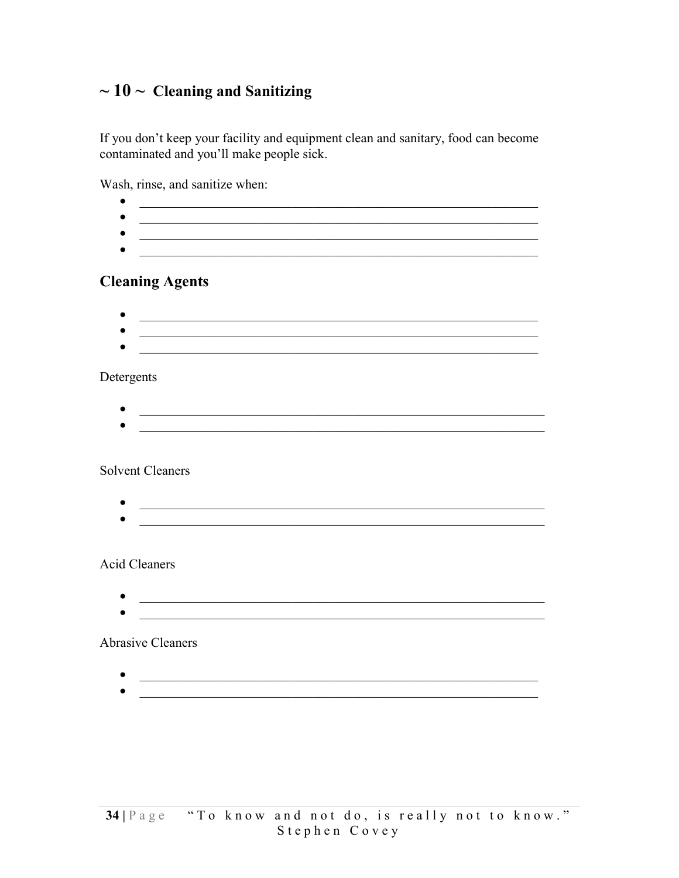## ~ 10 ~ Cleaning and Sanitizing

If you don't keep your facility and equipment clean and sanitary, food can become contaminated and you'll make people sick.

Wash, rinse, and sanitize when:

- ____________________________________________________________
- ____________________________________________________________
- ____________________________________________________________
- ____________________________________________________________

### Cleaning Agents

- ____________________________________________________________
- ____________________________________________________________
- ____________________________________________________________

Detergents

- ____________________________________________________________
- ____________________________________________________________

Solvent Cleaners

- ____________________________________________________________
- ____________________________________________________________

Acid Cleaners

- ____________________________________________________________
- ____________________________________________________________

Abrasive Cleaners

- ____________________________________________________________
- ____________________________________________________________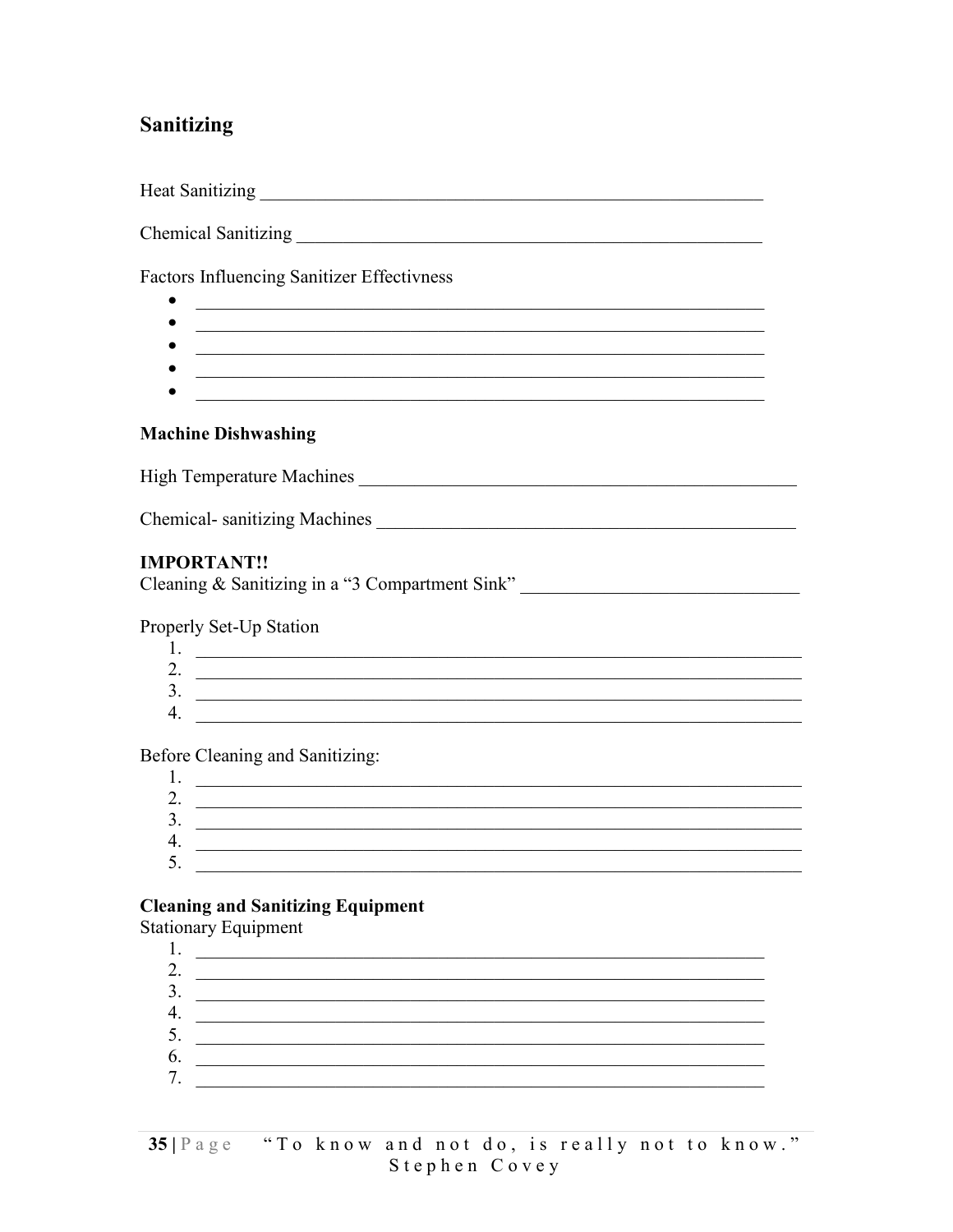## Sanitizing

Heat Sanitizing ________________________________________________________

Chemical Sanitizing ____________________________________________________

Factors Influencing Sanitizer Effectivness

- ______________________________________________________________
- ______________________________________________________________
- ______________________________________________________________
- ______________________________________________________________
- ______________________________________________________________

**Machine Dishwashing**

High Temperature Machines ______________________________________________

Chemical- sanitizing Machines ____________________________________________

**IMPORTANT!!**
Cleaning & Sanitizing in a "3 Compartment Sink" ____________________________

Properly Set-Up Station

1. ______________________________________________________________
2. ______________________________________________________________
3. ______________________________________________________________
4. ______________________________________________________________

Before Cleaning and Sanitizing:

1. ______________________________________________________________
2. ______________________________________________________________
3. ______________________________________________________________
4. ______________________________________________________________
5. ______________________________________________________________

**Cleaning and Sanitizing Equipment**
Stationary Equipment

1. ______________________________________________________________
2. ______________________________________________________________
3. ______________________________________________________________
4. ______________________________________________________________
5. ______________________________________________________________
6. ______________________________________________________________
7. ______________________________________________________________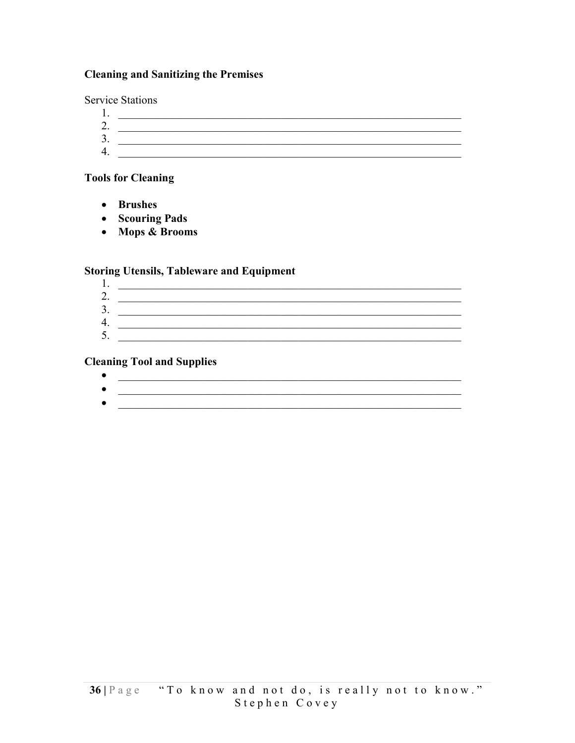**Cleaning and Sanitizing the Premises**

Service Stations

1. ________________________________________________________________
2. ________________________________________________________________
3. ________________________________________________________________
4. ________________________________________________________________

**Tools for Cleaning**

- **Brushes**
- **Scouring Pads**
- **Mops & Brooms**

**Storing Utensils, Tableware and Equipment**

1. ________________________________________________________________
2. ________________________________________________________________
3. ________________________________________________________________
4. ________________________________________________________________
5. ________________________________________________________________

**Cleaning Tool and Supplies**

- ________________________________________________________________
- ________________________________________________________________
- ________________________________________________________________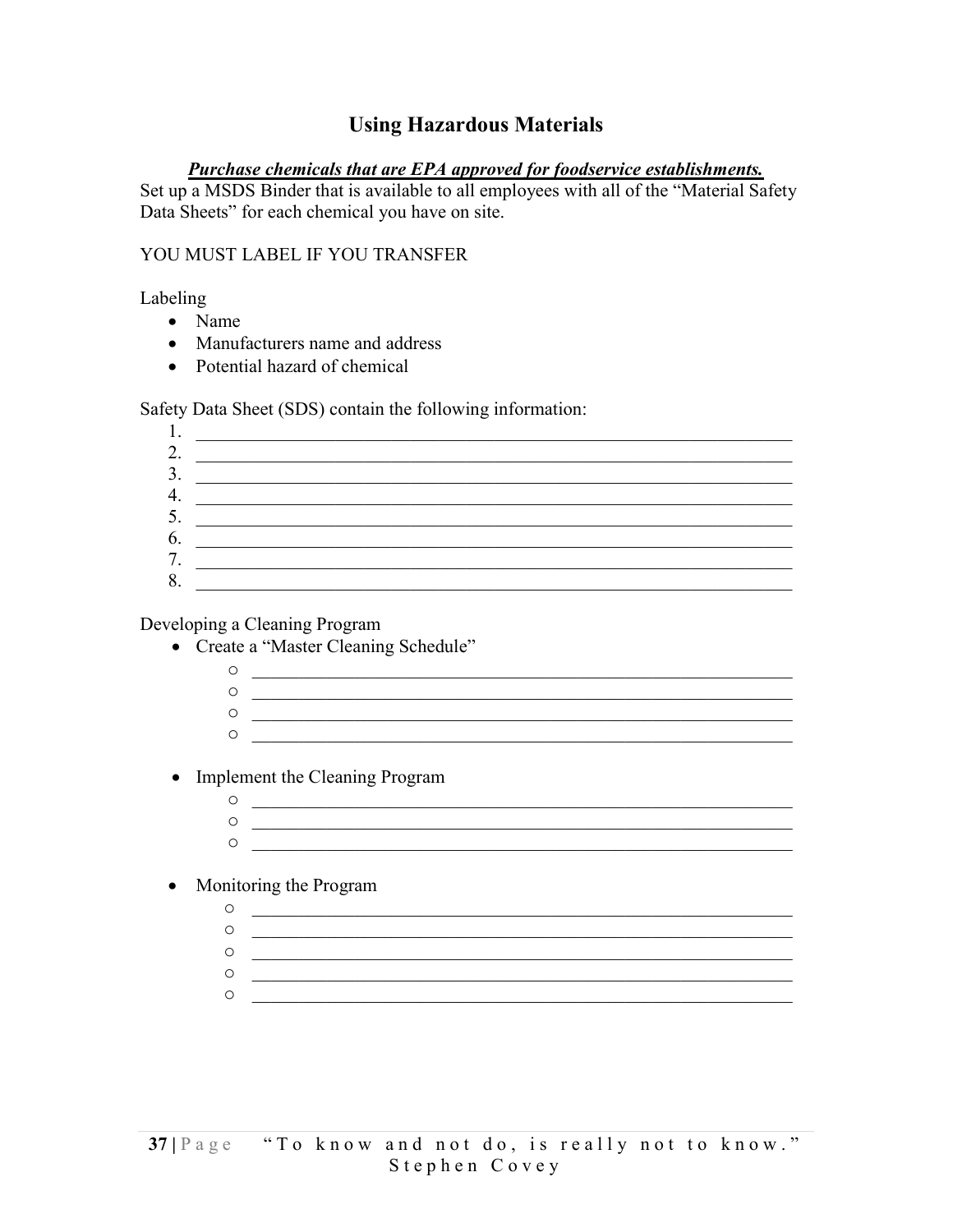# Using Hazardous Materials

***Purchase chemicals that are EPA approved for foodservice establishments.***

Set up a MSDS Binder that is available to all employees with all of the "Material Safety Data Sheets" for each chemical you have on site.

YOU MUST LABEL IF YOU TRANSFER

Labeling

- Name
- Manufacturers name and address
- Potential hazard of chemical

Safety Data Sheet (SDS) contain the following information:

1. ______________________________________________________________
2. ______________________________________________________________
3. ______________________________________________________________
4. ______________________________________________________________
5. ______________________________________________________________
6. ______________________________________________________________
7. ______________________________________________________________
8. ______________________________________________________________

Developing a Cleaning Program

- Create a "Master Cleaning Schedule"
  - ________________________________________________________
  - ________________________________________________________
  - ________________________________________________________
  - ________________________________________________________

- Implement the Cleaning Program
  - ________________________________________________________
  - ________________________________________________________
  - ________________________________________________________

- Monitoring the Program
  - ________________________________________________________
  - ________________________________________________________
  - ________________________________________________________
  - ________________________________________________________
  - ________________________________________________________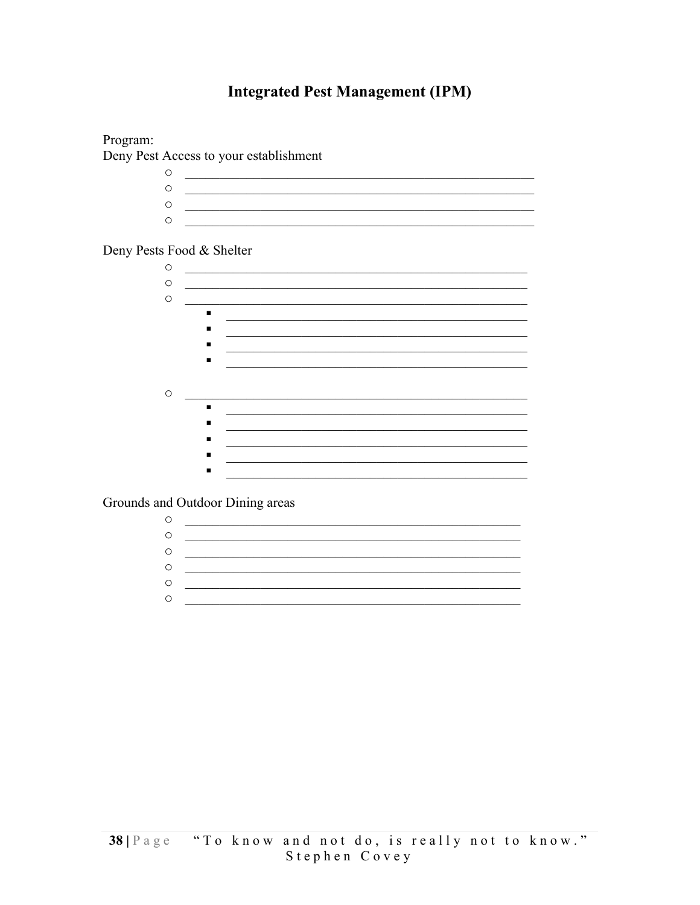# Integrated Pest Management (IPM)

Program:

Deny Pest Access to your establishment

- ________________________________________________
- ________________________________________________
- ________________________________________________
- ________________________________________________

Deny Pests Food & Shelter

- ________________________________________________
- ________________________________________________
- ________________________________________________
    - ________________________________________
    - ________________________________________
    - ________________________________________
    - ________________________________________
- ________________________________________________
    - ________________________________________
    - ________________________________________
    - ________________________________________
    - ________________________________________
    - ________________________________________

Grounds and Outdoor Dining areas

- ________________________________________________
- ________________________________________________
- ________________________________________________
- ________________________________________________
- ________________________________________________
- ________________________________________________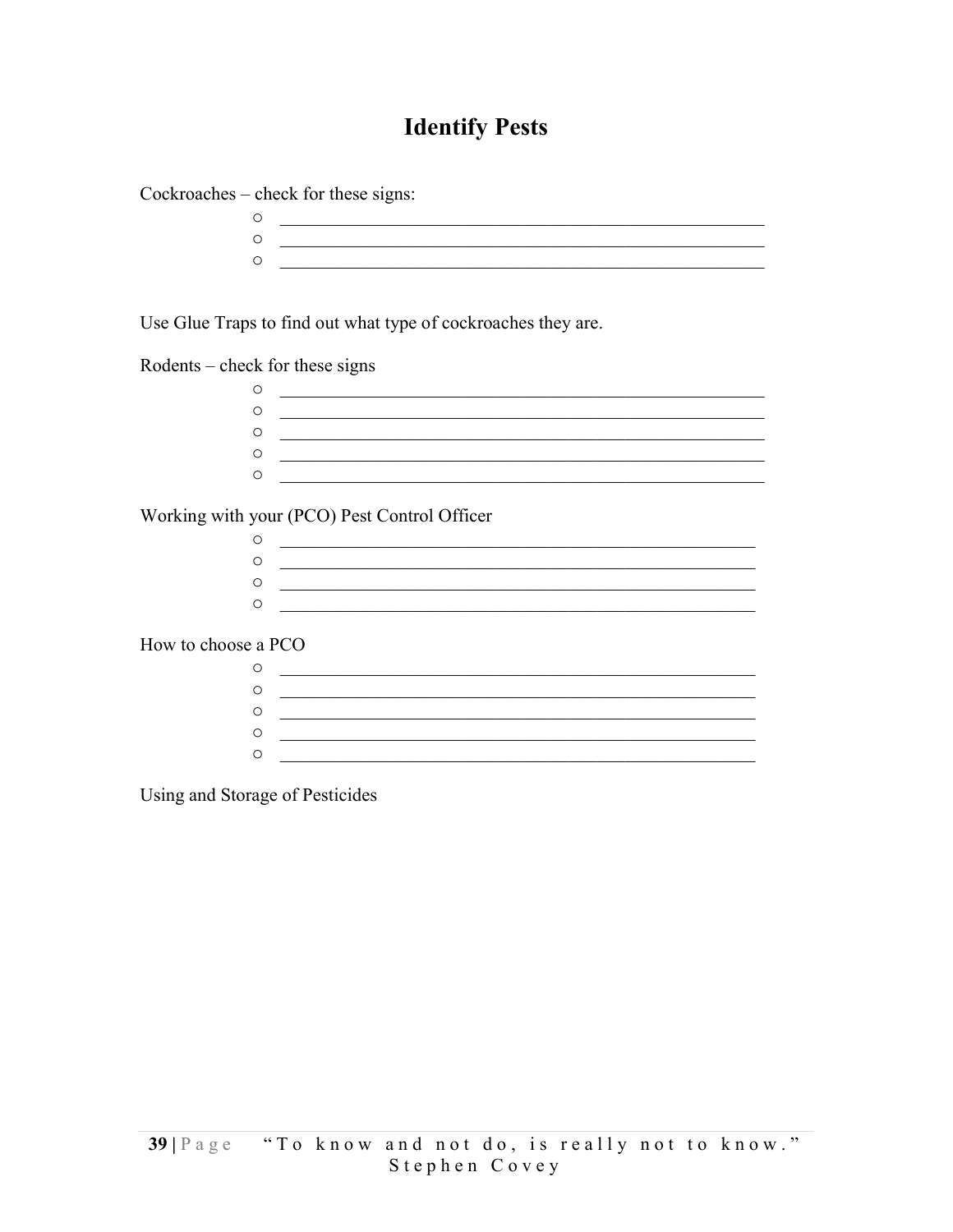# Identify Pests

Cockroaches – check for these signs:

- ___________________________________________________________
- ___________________________________________________________
- ___________________________________________________________

Use Glue Traps to find out what type of cockroaches they are.

Rodents – check for these signs

- ___________________________________________________________
- ___________________________________________________________
- ___________________________________________________________
- ___________________________________________________________
- ___________________________________________________________

Working with your (PCO) Pest Control Officer

- ___________________________________________________________
- ___________________________________________________________
- ___________________________________________________________
- ___________________________________________________________

How to choose a PCO

- ___________________________________________________________
- ___________________________________________________________
- ___________________________________________________________
- ___________________________________________________________
- ___________________________________________________________

Using and Storage of Pesticides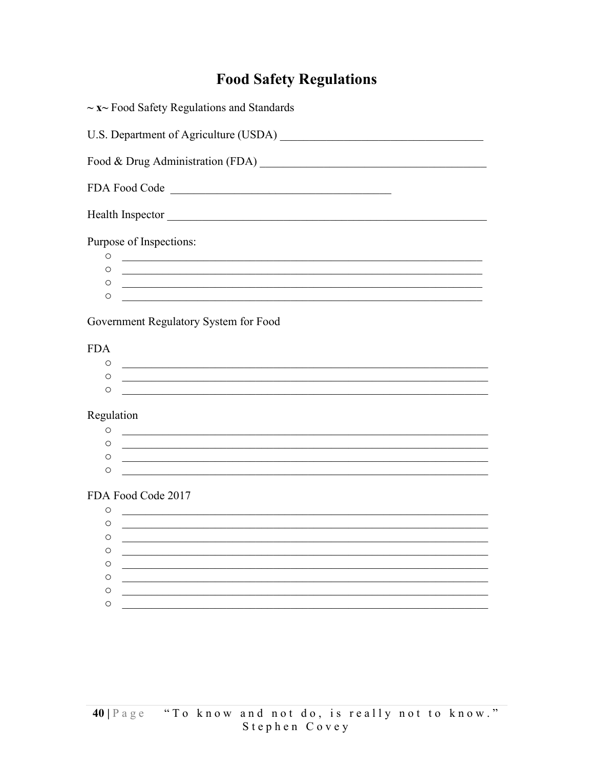# Food Safety Regulations

~ **x**~ Food Safety Regulations and Standards

U.S. Department of Agriculture (USDA) ___________________________________

Food & Drug Administration (FDA) _______________________________________

FDA Food Code ______________________________________

Health Inspector ________________________________________________________

Purpose of Inspections:

- ______________________________________________________________
- ______________________________________________________________
- ______________________________________________________________
- ______________________________________________________________

Government Regulatory System for Food

FDA

- ______________________________________________________________
- ______________________________________________________________
- ______________________________________________________________

Regulation

- ______________________________________________________________
- ______________________________________________________________
- ______________________________________________________________
- ______________________________________________________________

FDA Food Code 2017

- ______________________________________________________________
- ______________________________________________________________
- ______________________________________________________________
- ______________________________________________________________
- ______________________________________________________________
- ______________________________________________________________
- ______________________________________________________________
- ______________________________________________________________

"To know and not do, is really not to know." Stephen Covey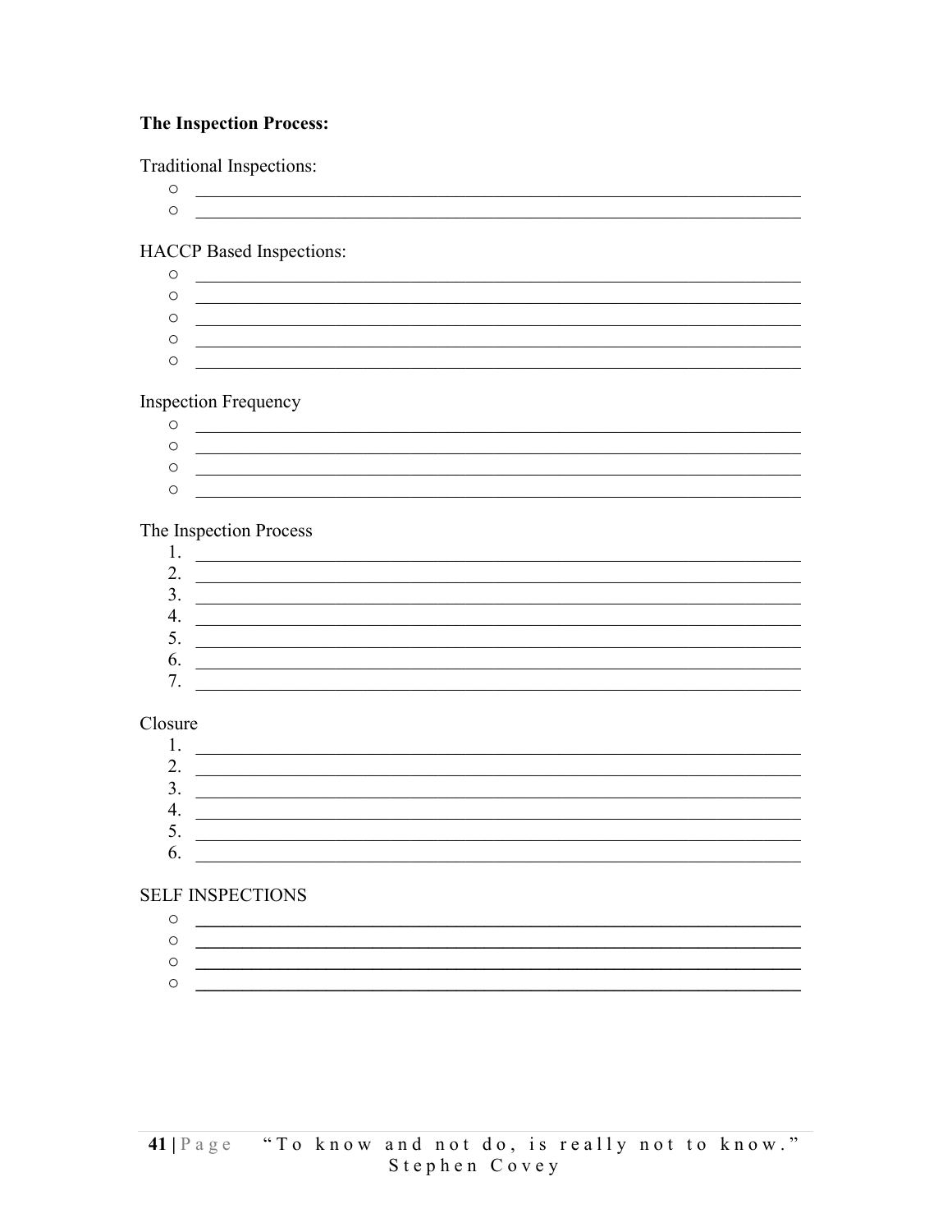**The Inspection Process:**

Traditional Inspections:

- ____________________
- ____________________

HACCP Based Inspections:

- ____________________
- ____________________
- ____________________
- ____________________
- ____________________

Inspection Frequency

- ____________________
- ____________________
- ____________________
- ____________________

The Inspection Process

1. ____________________
2. ____________________
3. ____________________
4. ____________________
5. ____________________
6. ____________________
7. ____________________

Closure

1. ____________________
2. ____________________
3. ____________________
4. ____________________
5. ____________________
6. ____________________

SELF INSPECTIONS

- ____________________
- ____________________
- ____________________
- ____________________

"To know and not do, is really not to know." Stephen Covey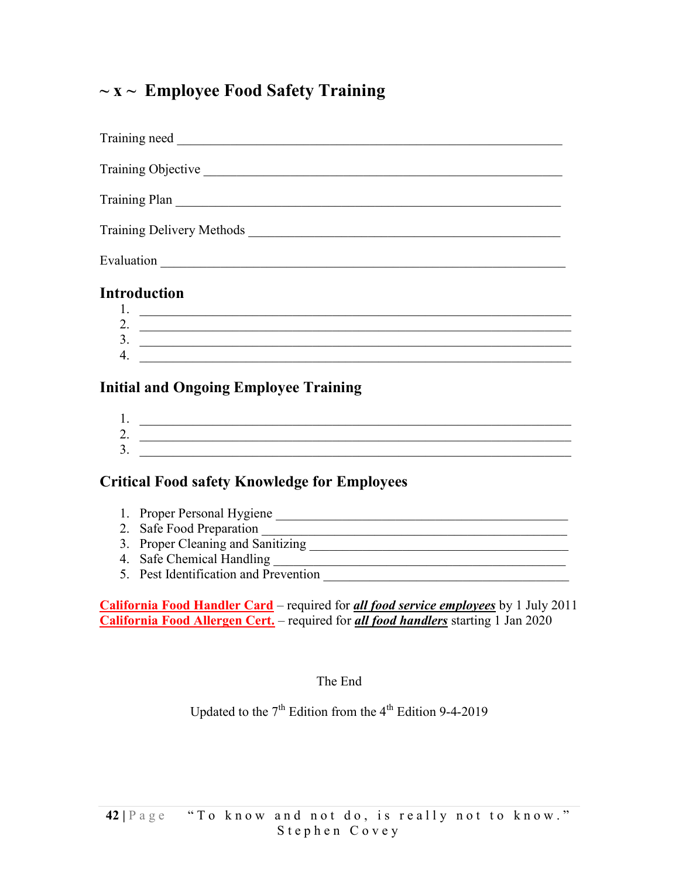# ~ x ~ Employee Food Safety Training

Training need ___________________________________________________________

Training Objective _______________________________________________________

Training Plan ___________________________________________________________

Training Delivery Methods _________________________________________________

Evaluation _____________________________________________________________

## Introduction

1. ________________________________________________________________
2. ________________________________________________________________
3. ________________________________________________________________
4. ________________________________________________________________

## Initial and Ongoing Employee Training

1. ________________________________________________________________
2. ________________________________________________________________
3. ________________________________________________________________

## Critical Food safety Knowledge for Employees

1. Proper Personal Hygiene ____________________________________________
2. Safe Food Preparation ______________________________________________
3. Proper Cleaning and Sanitizing _______________________________________
4. Safe Chemical Handling _____________________________________________
5. Pest Identification and Prevention ____________________________________

**California Food Handler Card** – required for ***all food service employees*** by 1 July 2011
**California Food Allergen Cert.** – required for ***all food handlers*** starting 1 Jan 2020

The End

Updated to the 7th Edition from the 4th Edition 9-4-2019

"To know and not do, is really not to know." Stephen Covey